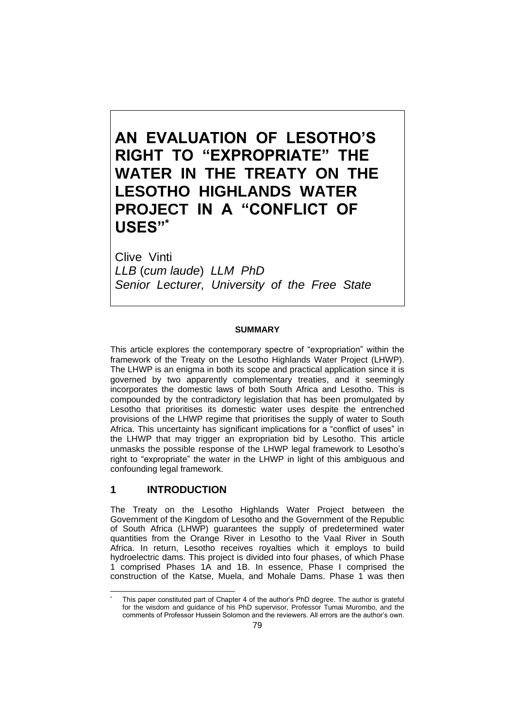# AN EVALUATION OF LESOTHO'S RIGHT TO "EXPROPRIATE" THE WATER IN THE TREATY ON THE LESOTHO HIGHLANDS WATER PROJECT IN A "CONFLICT OF USES"*

Clive Vinti
*LLB* (*cum laude*) *LLM PhD*
*Senior Lecturer, University of the Free State*

**SUMMARY**

This article explores the contemporary spectre of "expropriation" within the framework of the Treaty on the Lesotho Highlands Water Project (LHWP). The LHWP is an enigma in both its scope and practical application since it is governed by two apparently complementary treaties, and it seemingly incorporates the domestic laws of both South Africa and Lesotho. This is compounded by the contradictory legislation that has been promulgated by Lesotho that prioritises its domestic water uses despite the entrenched provisions of the LHWP regime that prioritises the supply of water to South Africa. This uncertainty has significant implications for a "conflict of uses" in the LHWP that may trigger an expropriation bid by Lesotho. This article unmasks the possible response of the LHWP legal framework to Lesotho's right to "expropriate" the water in the LHWP in light of this ambiguous and confounding legal framework.

## 1 INTRODUCTION

The Treaty on the Lesotho Highlands Water Project between the Government of the Kingdom of Lesotho and the Government of the Republic of South Africa (LHWP) guarantees the supply of predetermined water quantities from the Orange River in Lesotho to the Vaal River in South Africa. In return, Lesotho receives royalties which it employs to build hydroelectric dams. This project is divided into four phases, of which Phase 1 comprised Phases 1A and 1B. In essence, Phase I comprised the construction of the Katse, Muela, and Mohale Dams. Phase 1 was then

\* This paper constituted part of Chapter 4 of the author's PhD degree. The author is grateful for the wisdom and guidance of his PhD supervisor, Professor Tumai Murombo, and the comments of Professor Hussein Solomon and the reviewers. All errors are the author's own.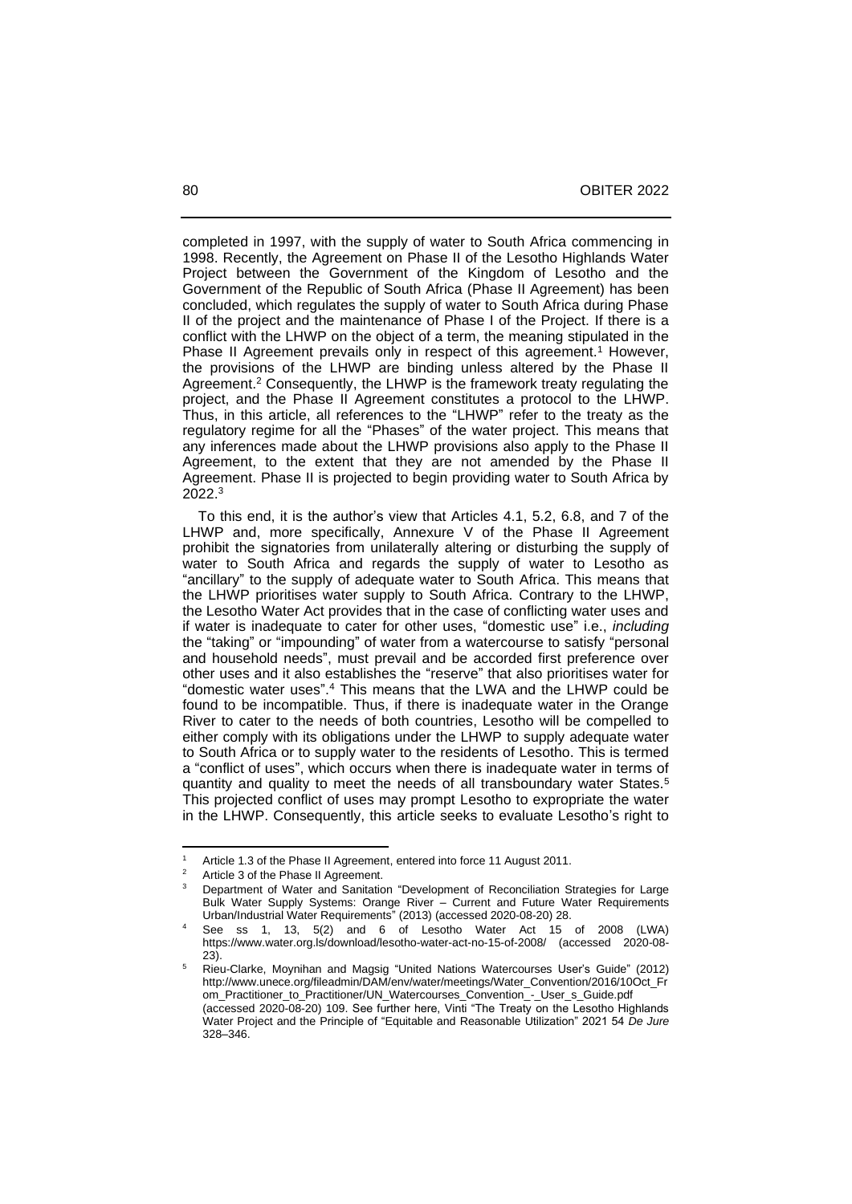completed in 1997, with the supply of water to South Africa commencing in 1998. Recently, the Agreement on Phase II of the Lesotho Highlands Water Project between the Government of the Kingdom of Lesotho and the Government of the Republic of South Africa (Phase II Agreement) has been concluded, which regulates the supply of water to South Africa during Phase II of the project and the maintenance of Phase I of the Project. If there is a conflict with the LHWP on the object of a term, the meaning stipulated in the Phase II Agreement prevails only in respect of this agreement.[1] However, the provisions of the LHWP are binding unless altered by the Phase II Agreement.[2] Consequently, the LHWP is the framework treaty regulating the project, and the Phase II Agreement constitutes a protocol to the LHWP. Thus, in this article, all references to the "LHWP" refer to the treaty as the regulatory regime for all the "Phases" of the water project. This means that any inferences made about the LHWP provisions also apply to the Phase II Agreement, to the extent that they are not amended by the Phase II Agreement. Phase II is projected to begin providing water to South Africa by 2022.[3]

To this end, it is the author's view that Articles 4.1, 5.2, 6.8, and 7 of the LHWP and, more specifically, Annexure V of the Phase II Agreement prohibit the signatories from unilaterally altering or disturbing the supply of water to South Africa and regards the supply of water to Lesotho as "ancillary" to the supply of adequate water to South Africa. This means that the LHWP prioritises water supply to South Africa. Contrary to the LHWP, the Lesotho Water Act provides that in the case of conflicting water uses and if water is inadequate to cater for other uses, "domestic use" i.e., *including* the "taking" or "impounding" of water from a watercourse to satisfy "personal and household needs", must prevail and be accorded first preference over other uses and it also establishes the "reserve" that also prioritises water for "domestic water uses".[4] This means that the LWA and the LHWP could be found to be incompatible. Thus, if there is inadequate water in the Orange River to cater to the needs of both countries, Lesotho will be compelled to either comply with its obligations under the LHWP to supply adequate water to South Africa or to supply water to the residents of Lesotho. This is termed a "conflict of uses", which occurs when there is inadequate water in terms of quantity and quality to meet the needs of all transboundary water States.[5] This projected conflict of uses may prompt Lesotho to expropriate the water in the LHWP. Consequently, this article seeks to evaluate Lesotho's right to

---

[1] Article 1.3 of the Phase II Agreement, entered into force 11 August 2011.

[2] Article 3 of the Phase II Agreement.

[3] Department of Water and Sanitation "Development of Reconciliation Strategies for Large Bulk Water Supply Systems: Orange River – Current and Future Water Requirements Urban/Industrial Water Requirements" (2013) (accessed 2020-08-20) 28.

[4] See ss 1, 13, 5(2) and 6 of Lesotho Water Act 15 of 2008 (LWA) https://www.water.org.ls/download/lesotho-water-act-no-15-of-2008/ (accessed 2020-08-23).

[5] Rieu-Clarke, Moynihan and Magsig "United Nations Watercourses User's Guide" (2012) http://www.unece.org/fileadmin/DAM/env/water/meetings/Water_Convention/2016/10Oct_From_Practitioner_to_Practitioner/UN_Watercourses_Convention_-_User_s_Guide.pdf (accessed 2020-08-20) 109. See further here, Vinti "The Treaty on the Lesotho Highlands Water Project and the Principle of "Equitable and Reasonable Utilization" 2021 54 *De Jure* 328–346.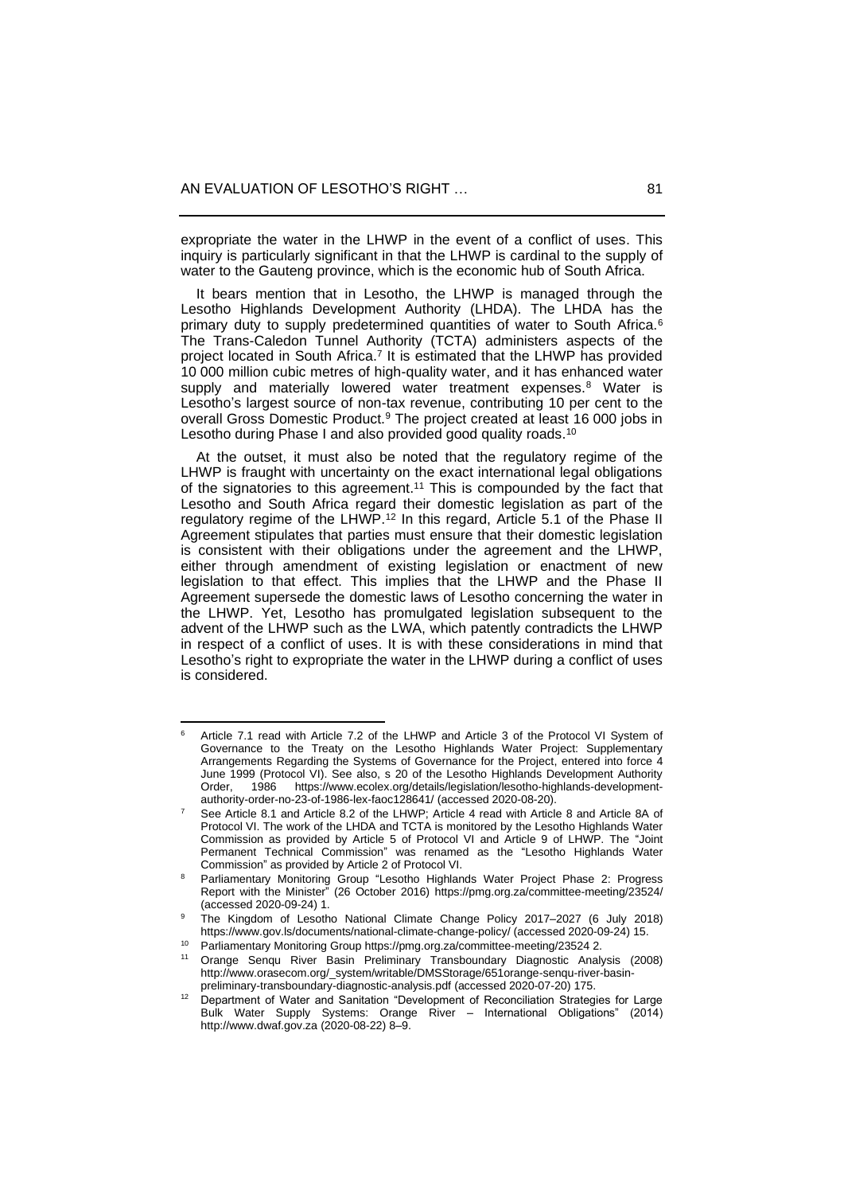expropriate the water in the LHWP in the event of a conflict of uses. This inquiry is particularly significant in that the LHWP is cardinal to the supply of water to the Gauteng province, which is the economic hub of South Africa.

It bears mention that in Lesotho, the LHWP is managed through the Lesotho Highlands Development Authority (LHDA). The LHDA has the primary duty to supply predetermined quantities of water to South Africa.[6] The Trans-Caledon Tunnel Authority (TCTA) administers aspects of the project located in South Africa.[7] It is estimated that the LHWP has provided 10 000 million cubic metres of high-quality water, and it has enhanced water supply and materially lowered water treatment expenses.[8] Water is Lesotho's largest source of non-tax revenue, contributing 10 per cent to the overall Gross Domestic Product.[9] The project created at least 16 000 jobs in Lesotho during Phase I and also provided good quality roads.[10]

At the outset, it must also be noted that the regulatory regime of the LHWP is fraught with uncertainty on the exact international legal obligations of the signatories to this agreement.[11] This is compounded by the fact that Lesotho and South Africa regard their domestic legislation as part of the regulatory regime of the LHWP.[12] In this regard, Article 5.1 of the Phase II Agreement stipulates that parties must ensure that their domestic legislation is consistent with their obligations under the agreement and the LHWP, either through amendment of existing legislation or enactment of new legislation to that effect. This implies that the LHWP and the Phase II Agreement supersede the domestic laws of Lesotho concerning the water in the LHWP. Yet, Lesotho has promulgated legislation subsequent to the advent of the LHWP such as the LWA, which patently contradicts the LHWP in respect of a conflict of uses. It is with these considerations in mind that Lesotho's right to expropriate the water in the LHWP during a conflict of uses is considered.

---

[6] Article 7.1 read with Article 7.2 of the LHWP and Article 3 of the Protocol VI System of Governance to the Treaty on the Lesotho Highlands Water Project: Supplementary Arrangements Regarding the Systems of Governance for the Project, entered into force 4 June 1999 (Protocol VI). See also, s 20 of the Lesotho Highlands Development Authority Order, 1986 https://www.ecolex.org/details/legislation/lesotho-highlands-development-authority-order-no-23-of-1986-lex-faoc128641/ (accessed 2020-08-20).

[7] See Article 8.1 and Article 8.2 of the LHWP; Article 4 read with Article 8 and Article 8A of Protocol VI. The work of the LHDA and TCTA is monitored by the Lesotho Highlands Water Commission as provided by Article 5 of Protocol VI and Article 9 of LHWP. The "Joint Permanent Technical Commission" was renamed as the "Lesotho Highlands Water Commission" as provided by Article 2 of Protocol VI.

[8] Parliamentary Monitoring Group "Lesotho Highlands Water Project Phase 2: Progress Report with the Minister" (26 October 2016) https://pmg.org.za/committee-meeting/23524/ (accessed 2020-09-24) 1.

[9] The Kingdom of Lesotho National Climate Change Policy 2017–2027 (6 July 2018) https://www.gov.ls/documents/national-climate-change-policy/ (accessed 2020-09-24) 15.

[10] Parliamentary Monitoring Group https://pmg.org.za/committee-meeting/23524 2.

[11] Orange Senqu River Basin Preliminary Transboundary Diagnostic Analysis (2008) http://www.orasecom.org/_system/writable/DMSStorage/651orange-senqu-river-basin-preliminary-transboundary-diagnostic-analysis.pdf (accessed 2020-07-20) 175.

[12] Department of Water and Sanitation "Development of Reconciliation Strategies for Large Bulk Water Supply Systems: Orange River – International Obligations" (2014) http://www.dwaf.gov.za (2020-08-22) 8–9.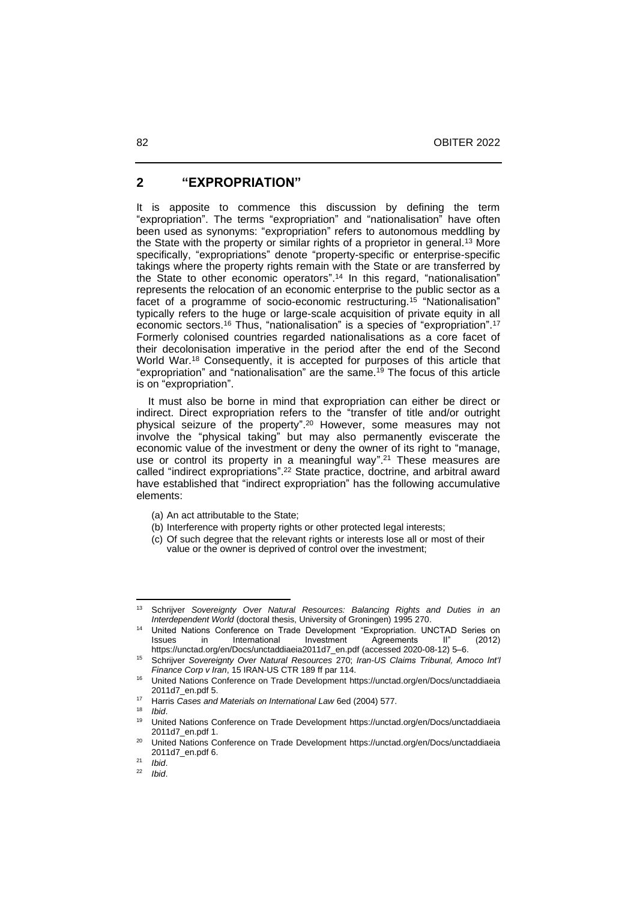## 2 "EXPROPRIATION"

It is apposite to commence this discussion by defining the term "expropriation". The terms "expropriation" and "nationalisation" have often been used as synonyms: "expropriation" refers to autonomous meddling by the State with the property or similar rights of a proprietor in general.[13] More specifically, "expropriations" denote "property-specific or enterprise-specific takings where the property rights remain with the State or are transferred by the State to other economic operators".[14] In this regard, "nationalisation" represents the relocation of an economic enterprise to the public sector as a facet of a programme of socio-economic restructuring.[15] "Nationalisation" typically refers to the huge or large-scale acquisition of private equity in all economic sectors.[16] Thus, "nationalisation" is a species of "expropriation".[17] Formerly colonised countries regarded nationalisations as a core facet of their decolonisation imperative in the period after the end of the Second World War.[18] Consequently, it is accepted for purposes of this article that "expropriation" and "nationalisation" are the same.[19] The focus of this article is on "expropriation".

It must also be borne in mind that expropriation can either be direct or indirect. Direct expropriation refers to the "transfer of title and/or outright physical seizure of the property".[20] However, some measures may not involve the "physical taking" but may also permanently eviscerate the economic value of the investment or deny the owner of its right to "manage, use or control its property in a meaningful way".[21] These measures are called "indirect expropriations".[22] State practice, doctrine, and arbitral award have established that "indirect expropriation" has the following accumulative elements:

(a) An act attributable to the State;
(b) Interference with property rights or other protected legal interests;
(c) Of such degree that the relevant rights or interests lose all or most of their value or the owner is deprived of control over the investment;

---

[13] Schrijver *Sovereignty Over Natural Resources: Balancing Rights and Duties in an Interdependent World* (doctoral thesis, University of Groningen) 1995 270.

[14] United Nations Conference on Trade Development "Expropriation. UNCTAD Series on Issues in International Investment Agreements II" (2012) https://unctad.org/en/Docs/unctaddiaeia2011d7_en.pdf (accessed 2020-08-12) 5–6.

[15] Schrijver *Sovereignty Over Natural Resources* 270; *Iran-US Claims Tribunal, Amoco Int'l Finance Corp v Iran*, 15 IRAN-US CTR 189 ff par 114.

[16] United Nations Conference on Trade Development https://unctad.org/en/Docs/unctaddiaeia2011d7_en.pdf 5.

[17] Harris *Cases and Materials on International Law* 6ed (2004) 577.

[18] *Ibid*.

[19] United Nations Conference on Trade Development https://unctad.org/en/Docs/unctaddiaeia2011d7_en.pdf 1.

[20] United Nations Conference on Trade Development https://unctad.org/en/Docs/unctaddiaeia2011d7_en.pdf 6.

[21] *Ibid*.

[22] *Ibid*.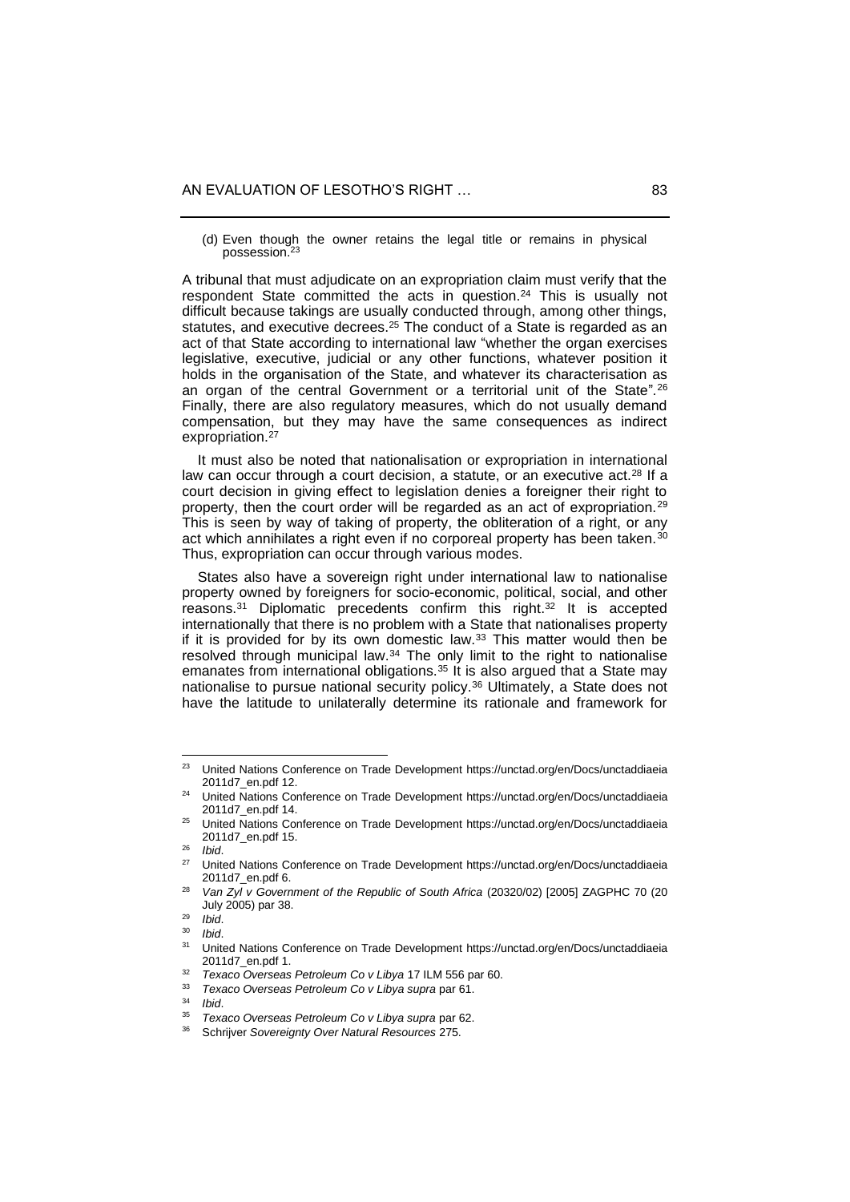(d) Even though the owner retains the legal title or remains in physical possession.[23]

A tribunal that must adjudicate on an expropriation claim must verify that the respondent State committed the acts in question.[24] This is usually not difficult because takings are usually conducted through, among other things, statutes, and executive decrees.[25] The conduct of a State is regarded as an act of that State according to international law "whether the organ exercises legislative, executive, judicial or any other functions, whatever position it holds in the organisation of the State, and whatever its characterisation as an organ of the central Government or a territorial unit of the State".[26] Finally, there are also regulatory measures, which do not usually demand compensation, but they may have the same consequences as indirect expropriation.[27]

It must also be noted that nationalisation or expropriation in international law can occur through a court decision, a statute, or an executive act.[28] If a court decision in giving effect to legislation denies a foreigner their right to property, then the court order will be regarded as an act of expropriation.[29] This is seen by way of taking of property, the obliteration of a right, or any act which annihilates a right even if no corporeal property has been taken.[30] Thus, expropriation can occur through various modes.

States also have a sovereign right under international law to nationalise property owned by foreigners for socio-economic, political, social, and other reasons.[31] Diplomatic precedents confirm this right.[32] It is accepted internationally that there is no problem with a State that nationalises property if it is provided for by its own domestic law.[33] This matter would then be resolved through municipal law.[34] The only limit to the right to nationalise emanates from international obligations.[35] It is also argued that a State may nationalise to pursue national security policy.[36] Ultimately, a State does not have the latitude to unilaterally determine its rationale and framework for

---

[23] United Nations Conference on Trade Development https://unctad.org/en/Docs/unctaddiaeia2011d7_en.pdf 12.

[24] United Nations Conference on Trade Development https://unctad.org/en/Docs/unctaddiaeia2011d7_en.pdf 14.

[25] United Nations Conference on Trade Development https://unctad.org/en/Docs/unctaddiaeia2011d7_en.pdf 15.

[26] *Ibid*.

[27] United Nations Conference on Trade Development https://unctad.org/en/Docs/unctaddiaeia2011d7_en.pdf 6.

[28] *Van Zyl v Government of the Republic of South Africa* (20320/02) [2005] ZAGPHC 70 (20 July 2005) par 38.

[29] *Ibid*.

[30] *Ibid*.

[31] United Nations Conference on Trade Development https://unctad.org/en/Docs/unctaddiaeia2011d7_en.pdf 1.

[32] *Texaco Overseas Petroleum Co v Libya* 17 ILM 556 par 60.

[33] *Texaco Overseas Petroleum Co v Libya supra* par 61.

[34] *Ibid*.

[35] *Texaco Overseas Petroleum Co v Libya supra* par 62.

[36] Schrijver *Sovereignty Over Natural Resources* 275.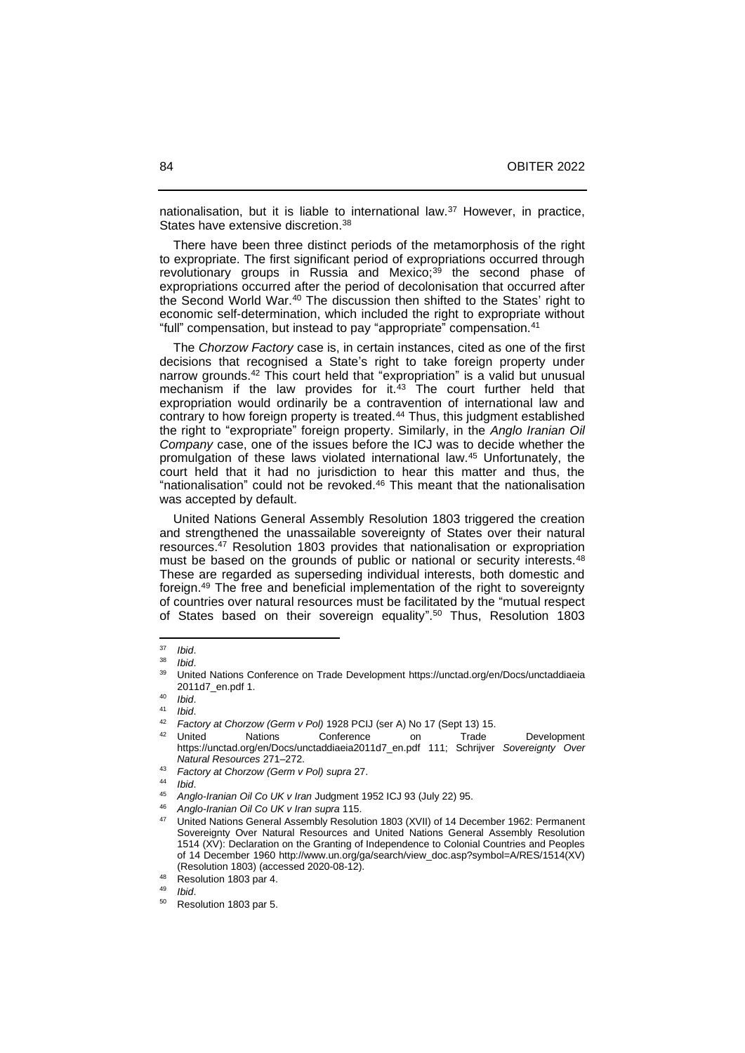nationalisation, but it is liable to international law.[37] However, in practice, States have extensive discretion.[38]

There have been three distinct periods of the metamorphosis of the right to expropriate. The first significant period of expropriations occurred through revolutionary groups in Russia and Mexico;[39] the second phase of expropriations occurred after the period of decolonisation that occurred after the Second World War.[40] The discussion then shifted to the States' right to economic self-determination, which included the right to expropriate without "full" compensation, but instead to pay "appropriate" compensation.[41]

The *Chorzow Factory* case is, in certain instances, cited as one of the first decisions that recognised a State's right to take foreign property under narrow grounds.[42] This court held that "expropriation" is a valid but unusual mechanism if the law provides for it.[43] The court further held that expropriation would ordinarily be a contravention of international law and contrary to how foreign property is treated.[44] Thus, this judgment established the right to "expropriate" foreign property. Similarly, in the *Anglo Iranian Oil Company* case, one of the issues before the ICJ was to decide whether the promulgation of these laws violated international law.[45] Unfortunately, the court held that it had no jurisdiction to hear this matter and thus, the "nationalisation" could not be revoked.[46] This meant that the nationalisation was accepted by default.

United Nations General Assembly Resolution 1803 triggered the creation and strengthened the unassailable sovereignty of States over their natural resources.[47] Resolution 1803 provides that nationalisation or expropriation must be based on the grounds of public or national or security interests.[48] These are regarded as superseding individual interests, both domestic and foreign.[49] The free and beneficial implementation of the right to sovereignty of countries over natural resources must be facilitated by the "mutual respect of States based on their sovereign equality".[50] Thus, Resolution 1803

---

[37] *Ibid*.

[38] *Ibid*.

[39] United Nations Conference on Trade Development https://unctad.org/en/Docs/unctaddiaeia2011d7_en.pdf 1.

[40] *Ibid*.

[41] *Ibid*.

[42] *Factory at Chorzow (Germ v Pol)* 1928 PCIJ (ser A) No 17 (Sept 13) 15.

[42] United Nations Conference on Trade Development https://unctad.org/en/Docs/unctaddiaeia2011d7_en.pdf 111; Schrijver *Sovereignty Over Natural Resources* 271–272.

[43] *Factory at Chorzow (Germ v Pol) supra* 27.

[44] *Ibid*.

[45] *Anglo-Iranian Oil Co UK v Iran* Judgment 1952 ICJ 93 (July 22) 95.

[46] *Anglo-Iranian Oil Co UK v Iran supra* 115.

[47] United Nations General Assembly Resolution 1803 (XVII) of 14 December 1962: Permanent Sovereignty Over Natural Resources and United Nations General Assembly Resolution 1514 (XV): Declaration on the Granting of Independence to Colonial Countries and Peoples of 14 December 1960 http://www.un.org/ga/search/view_doc.asp?symbol=A/RES/1514(XV) (Resolution 1803) (accessed 2020-08-12).

[48] Resolution 1803 par 4.

[49] *Ibid*.

[50] Resolution 1803 par 5.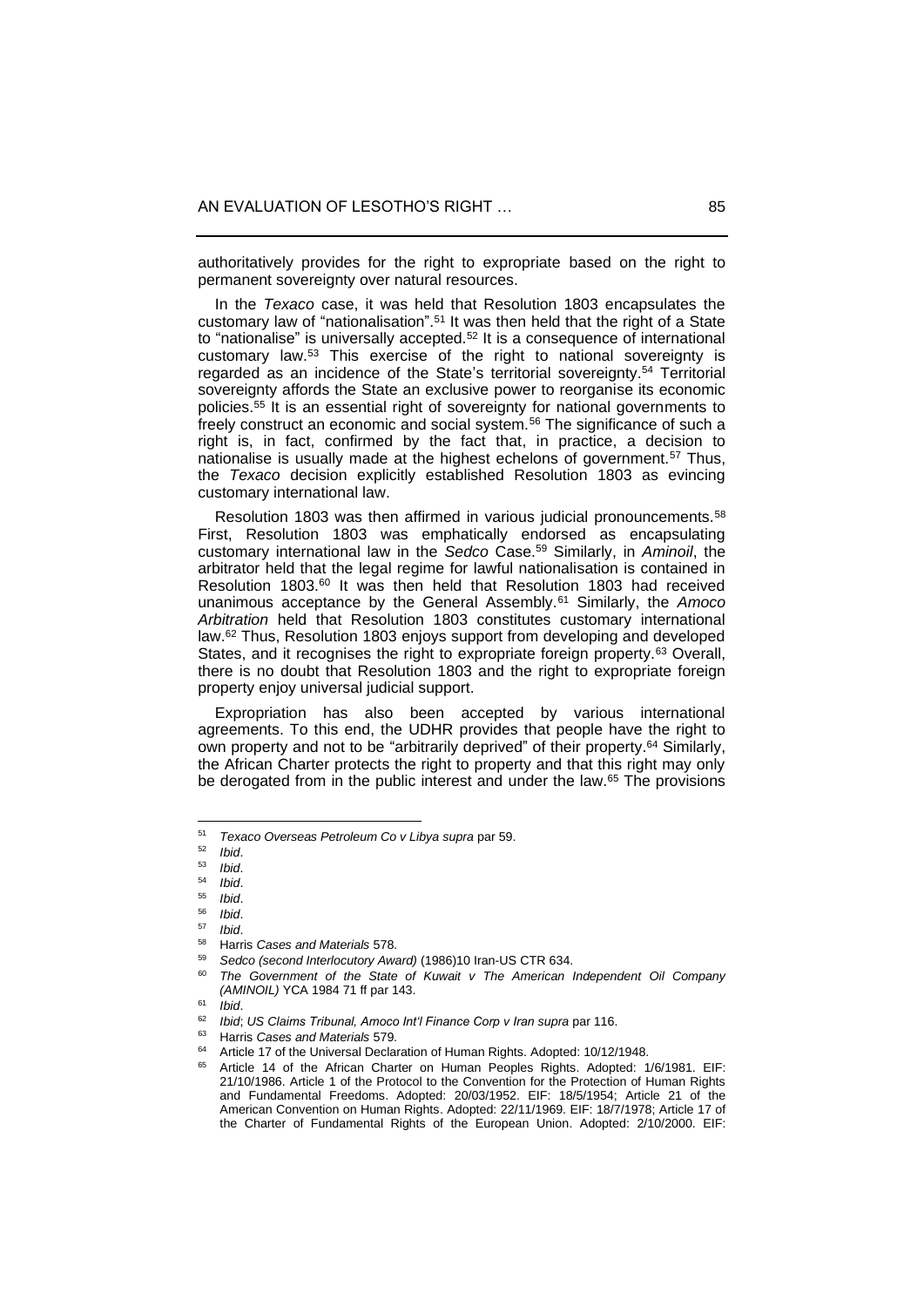authoritatively provides for the right to expropriate based on the right to permanent sovereignty over natural resources.

In the *Texaco* case, it was held that Resolution 1803 encapsulates the customary law of "nationalisation".[51] It was then held that the right of a State to "nationalise" is universally accepted.[52] It is a consequence of international customary law.[53] This exercise of the right to national sovereignty is regarded as an incidence of the State's territorial sovereignty.[54] Territorial sovereignty affords the State an exclusive power to reorganise its economic policies.[55] It is an essential right of sovereignty for national governments to freely construct an economic and social system.[56] The significance of such a right is, in fact, confirmed by the fact that, in practice, a decision to nationalise is usually made at the highest echelons of government.[57] Thus, the *Texaco* decision explicitly established Resolution 1803 as evincing customary international law.

Resolution 1803 was then affirmed in various judicial pronouncements.[58] First, Resolution 1803 was emphatically endorsed as encapsulating customary international law in the *Sedco* Case.[59] Similarly, in *Aminoil*, the arbitrator held that the legal regime for lawful nationalisation is contained in Resolution 1803.[60] It was then held that Resolution 1803 had received unanimous acceptance by the General Assembly.[61] Similarly, the *Amoco Arbitration* held that Resolution 1803 constitutes customary international law.[62] Thus, Resolution 1803 enjoys support from developing and developed States, and it recognises the right to expropriate foreign property.[63] Overall, there is no doubt that Resolution 1803 and the right to expropriate foreign property enjoy universal judicial support.

Expropriation has also been accepted by various international agreements. To this end, the UDHR provides that people have the right to own property and not to be "arbitrarily deprived" of their property.[64] Similarly, the African Charter protects the right to property and that this right may only be derogated from in the public interest and under the law.[65] The provisions

---

[51] *Texaco Overseas Petroleum Co v Libya supra* par 59.

[52] *Ibid*.

[53] *Ibid*.

[54] *Ibid*.

[55] *Ibid*.

[56] *Ibid*.

[57] *Ibid*.

[58] Harris *Cases and Materials* 578.

[59] *Sedco (second Interlocutory Award)* (1986)10 Iran-US CTR 634.

[60] *The Government of the State of Kuwait v The American Independent Oil Company (AMINOIL)* YCA 1984 71 ff par 143.

[61] *Ibid*.

[62] *Ibid*; *US Claims Tribunal, Amoco Int'l Finance Corp v Iran supra* par 116.

[63] Harris *Cases and Materials* 579.

[64] Article 17 of the Universal Declaration of Human Rights. Adopted: 10/12/1948.

[65] Article 14 of the African Charter on Human Peoples Rights. Adopted: 1/6/1981. EIF: 21/10/1986. Article 1 of the Protocol to the Convention for the Protection of Human Rights and Fundamental Freedoms. Adopted: 20/03/1952. EIF: 18/5/1954; Article 21 of the American Convention on Human Rights. Adopted: 22/11/1969. EIF: 18/7/1978; Article 17 of the Charter of Fundamental Rights of the European Union. Adopted: 2/10/2000. EIF: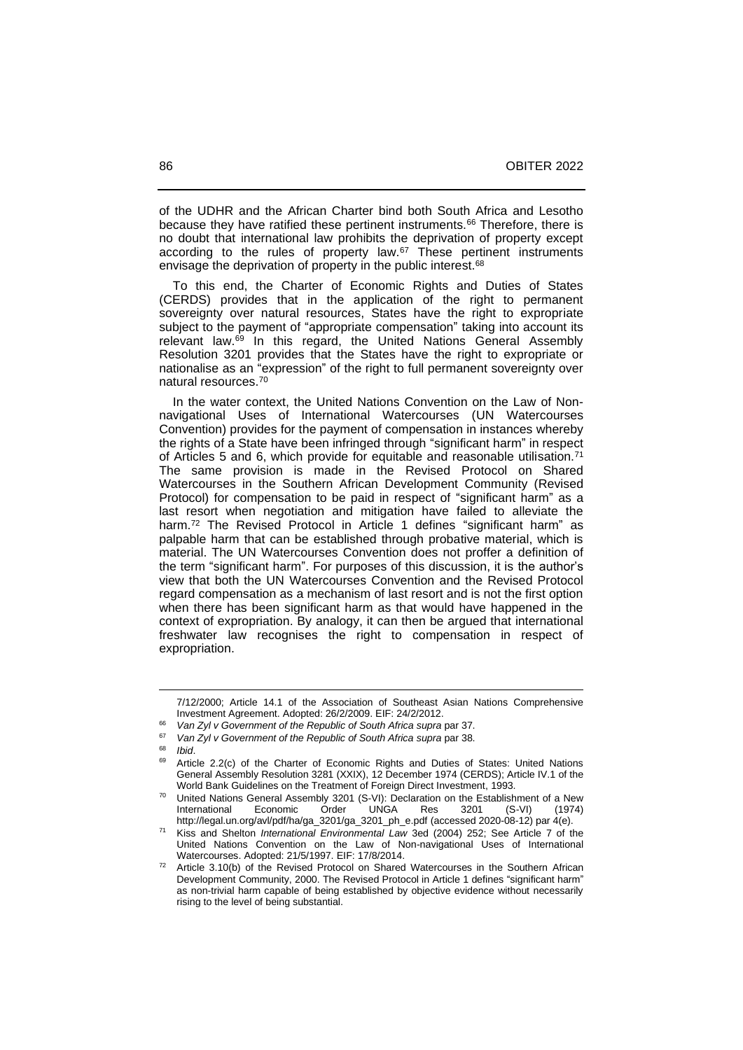of the UDHR and the African Charter bind both South Africa and Lesotho because they have ratified these pertinent instruments.[66] Therefore, there is no doubt that international law prohibits the deprivation of property except according to the rules of property law.[67] These pertinent instruments envisage the deprivation of property in the public interest.[68]

To this end, the Charter of Economic Rights and Duties of States (CERDS) provides that in the application of the right to permanent sovereignty over natural resources, States have the right to expropriate subject to the payment of "appropriate compensation" taking into account its relevant law.[69] In this regard, the United Nations General Assembly Resolution 3201 provides that the States have the right to expropriate or nationalise as an "expression" of the right to full permanent sovereignty over natural resources.[70]

In the water context, the United Nations Convention on the Law of Non-navigational Uses of International Watercourses (UN Watercourses Convention) provides for the payment of compensation in instances whereby the rights of a State have been infringed through "significant harm" in respect of Articles 5 and 6, which provide for equitable and reasonable utilisation.[71] The same provision is made in the Revised Protocol on Shared Watercourses in the Southern African Development Community (Revised Protocol) for compensation to be paid in respect of "significant harm" as a last resort when negotiation and mitigation have failed to alleviate the harm.[72] The Revised Protocol in Article 1 defines "significant harm" as palpable harm that can be established through probative material, which is material. The UN Watercourses Convention does not proffer a definition of the term "significant harm". For purposes of this discussion, it is the author's view that both the UN Watercourses Convention and the Revised Protocol regard compensation as a mechanism of last resort and is not the first option when there has been significant harm as that would have happened in the context of expropriation. By analogy, it can then be argued that international freshwater law recognises the right to compensation in respect of expropriation.

---

7/12/2000; Article 14.1 of the Association of Southeast Asian Nations Comprehensive Investment Agreement. Adopted: 26/2/2009. EIF: 24/2/2012.

[66] *Van Zyl v Government of the Republic of South Africa supra* par 37.

[67] *Van Zyl v Government of the Republic of South Africa supra* par 38.

[68] *Ibid*.

[69] Article 2.2(c) of the Charter of Economic Rights and Duties of States: United Nations General Assembly Resolution 3281 (XXIX), 12 December 1974 (CERDS); Article IV.1 of the World Bank Guidelines on the Treatment of Foreign Direct Investment, 1993.

[70] United Nations General Assembly 3201 (S-VI): Declaration on the Establishment of a New International Economic Order UNGA Res 3201 (S-VI) (1974) http://legal.un.org/avl/pdf/ha/ga_3201/ga_3201_ph_e.pdf (accessed 2020-08-12) par 4(e).

[71] Kiss and Shelton *International Environmental Law* 3ed (2004) 252; See Article 7 of the United Nations Convention on the Law of Non-navigational Uses of International Watercourses. Adopted: 21/5/1997. EIF: 17/8/2014.

[72] Article 3.10(b) of the Revised Protocol on Shared Watercourses in the Southern African Development Community, 2000. The Revised Protocol in Article 1 defines "significant harm" as non-trivial harm capable of being established by objective evidence without necessarily rising to the level of being substantial.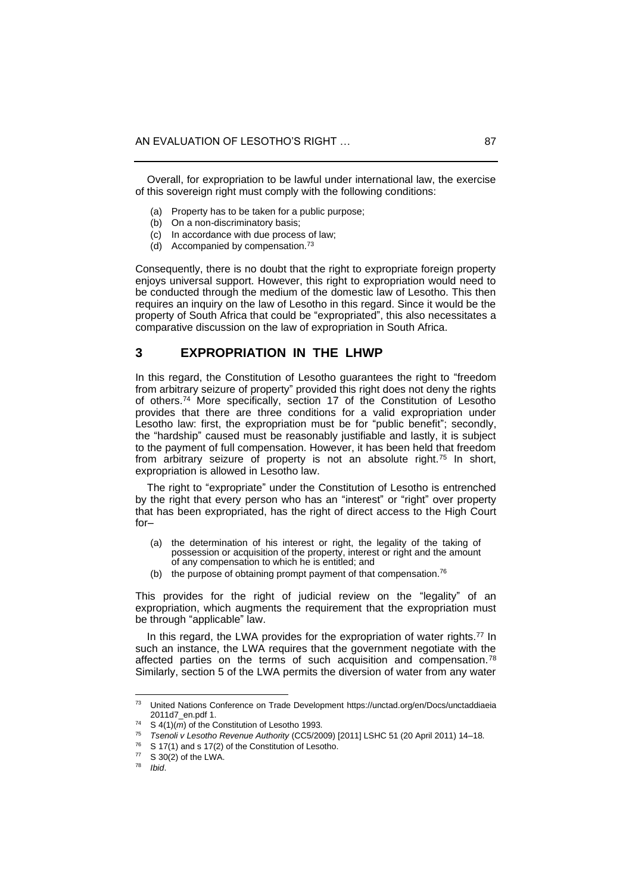Overall, for expropriation to be lawful under international law, the exercise of this sovereign right must comply with the following conditions:

- (a) Property has to be taken for a public purpose;
- (b) On a non-discriminatory basis;
- (c) In accordance with due process of law;
- (d) Accompanied by compensation.[73]

Consequently, there is no doubt that the right to expropriate foreign property enjoys universal support. However, this right to expropriation would need to be conducted through the medium of the domestic law of Lesotho. This then requires an inquiry on the law of Lesotho in this regard. Since it would be the property of South Africa that could be "expropriated", this also necessitates a comparative discussion on the law of expropriation in South Africa.

## 3 EXPROPRIATION IN THE LHWP

In this regard, the Constitution of Lesotho guarantees the right to "freedom from arbitrary seizure of property" provided this right does not deny the rights of others.[74] More specifically, section 17 of the Constitution of Lesotho provides that there are three conditions for a valid expropriation under Lesotho law: first, the expropriation must be for "public benefit"; secondly, the "hardship" caused must be reasonably justifiable and lastly, it is subject to the payment of full compensation. However, it has been held that freedom from arbitrary seizure of property is not an absolute right.[75] In short, expropriation is allowed in Lesotho law.

The right to "expropriate" under the Constitution of Lesotho is entrenched by the right that every person who has an "interest" or "right" over property that has been expropriated, has the right of direct access to the High Court for–

> (a) the determination of his interest or right, the legality of the taking of possession or acquisition of the property, interest or right and the amount of any compensation to which he is entitled; and
>
> (b) the purpose of obtaining prompt payment of that compensation.[76]

This provides for the right of judicial review on the "legality" of an expropriation, which augments the requirement that the expropriation must be through "applicable" law.

In this regard, the LWA provides for the expropriation of water rights.[77] In such an instance, the LWA requires that the government negotiate with the affected parties on the terms of such acquisition and compensation.[78] Similarly, section 5 of the LWA permits the diversion of water from any water

---

[73] United Nations Conference on Trade Development https://unctad.org/en/Docs/unctaddiaeia2011d7_en.pdf 1.

[74] S 4(1)(*m*) of the Constitution of Lesotho 1993.

[75] *Tsenoli v Lesotho Revenue Authority* (CC5/2009) [2011] LSHC 51 (20 April 2011) 14–18.

[76] S 17(1) and s 17(2) of the Constitution of Lesotho.

[77] S 30(2) of the LWA.

[78] *Ibid*.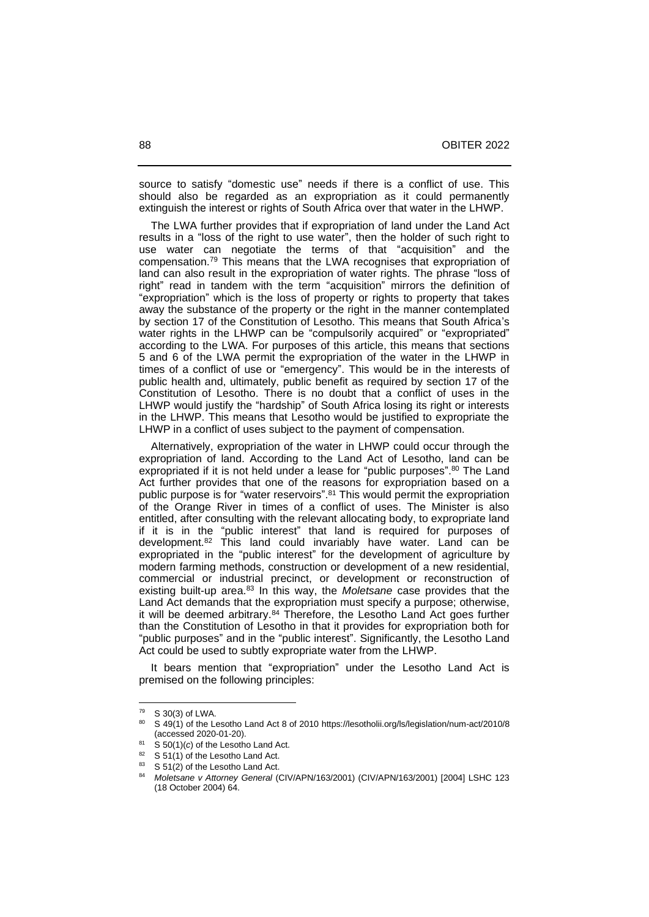source to satisfy "domestic use" needs if there is a conflict of use. This should also be regarded as an expropriation as it could permanently extinguish the interest or rights of South Africa over that water in the LHWP.

The LWA further provides that if expropriation of land under the Land Act results in a "loss of the right to use water", then the holder of such right to use water can negotiate the terms of that "acquisition" and the compensation.[79] This means that the LWA recognises that expropriation of land can also result in the expropriation of water rights. The phrase "loss of right" read in tandem with the term "acquisition" mirrors the definition of "expropriation" which is the loss of property or rights to property that takes away the substance of the property or the right in the manner contemplated by section 17 of the Constitution of Lesotho. This means that South Africa's water rights in the LHWP can be "compulsorily acquired" or "expropriated" according to the LWA. For purposes of this article, this means that sections 5 and 6 of the LWA permit the expropriation of the water in the LHWP in times of a conflict of use or "emergency". This would be in the interests of public health and, ultimately, public benefit as required by section 17 of the Constitution of Lesotho. There is no doubt that a conflict of uses in the LHWP would justify the "hardship" of South Africa losing its right or interests in the LHWP. This means that Lesotho would be justified to expropriate the LHWP in a conflict of uses subject to the payment of compensation.

Alternatively, expropriation of the water in LHWP could occur through the expropriation of land. According to the Land Act of Lesotho, land can be expropriated if it is not held under a lease for "public purposes".[80] The Land Act further provides that one of the reasons for expropriation based on a public purpose is for "water reservoirs".[81] This would permit the expropriation of the Orange River in times of a conflict of uses. The Minister is also entitled, after consulting with the relevant allocating body, to expropriate land if it is in the "public interest" that land is required for purposes of development.[82] This land could invariably have water. Land can be expropriated in the "public interest" for the development of agriculture by modern farming methods, construction or development of a new residential, commercial or industrial precinct, or development or reconstruction of existing built-up area.[83] In this way, the *Moletsane* case provides that the Land Act demands that the expropriation must specify a purpose; otherwise, it will be deemed arbitrary.[84] Therefore, the Lesotho Land Act goes further than the Constitution of Lesotho in that it provides for expropriation both for "public purposes" and in the "public interest". Significantly, the Lesotho Land Act could be used to subtly expropriate water from the LHWP.

It bears mention that "expropriation" under the Lesotho Land Act is premised on the following principles:

---

[79] S 30(3) of LWA.

[80] S 49(1) of the Lesotho Land Act 8 of 2010 https://lesotholii.org/ls/legislation/num-act/2010/8 (accessed 2020-01-20).

[81] S 50(1)(*c*) of the Lesotho Land Act.

[82] S 51(1) of the Lesotho Land Act.

[83] S 51(2) of the Lesotho Land Act.

[84] *Moletsane v Attorney General* (CIV/APN/163/2001) (CIV/APN/163/2001) [2004] LSHC 123 (18 October 2004) 64.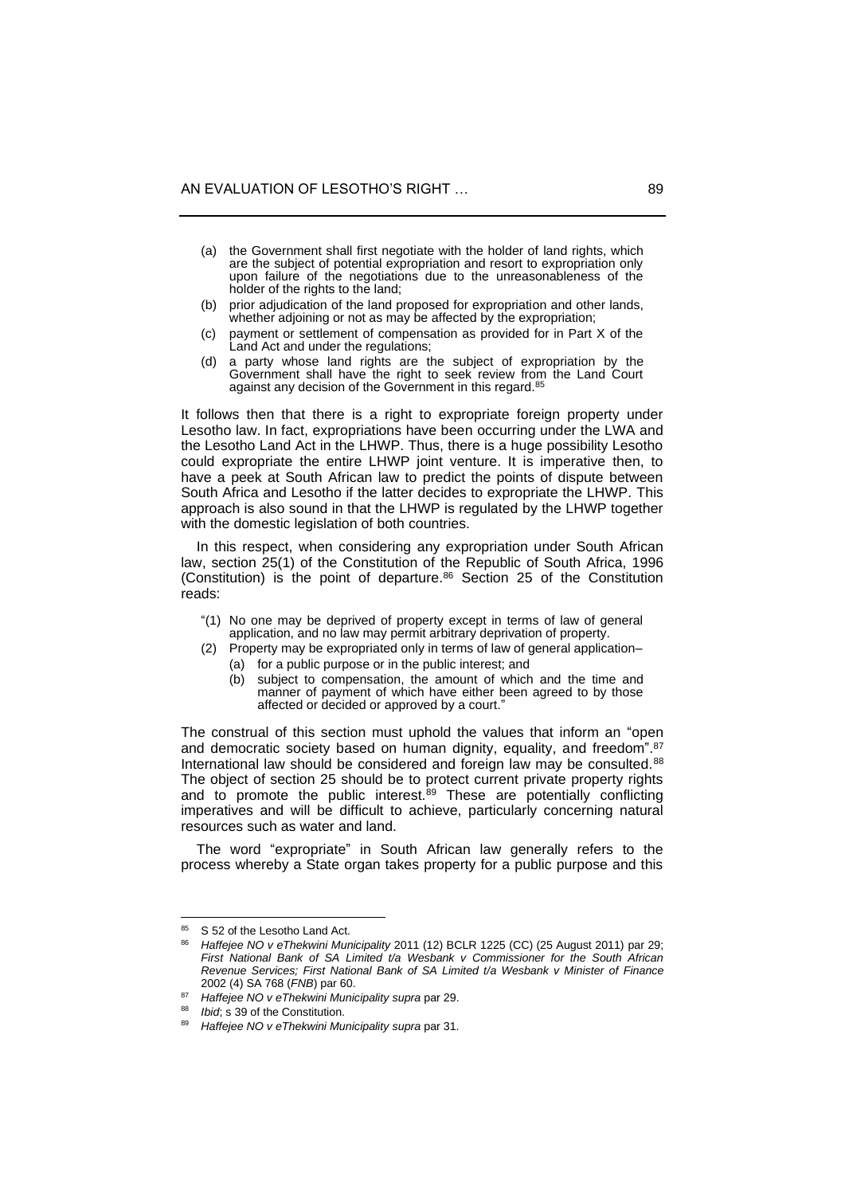(a) the Government shall first negotiate with the holder of land rights, which are the subject of potential expropriation and resort to expropriation only upon failure of the negotiations due to the unreasonableness of the holder of the rights to the land;

(b) prior adjudication of the land proposed for expropriation and other lands, whether adjoining or not as may be affected by the expropriation;

(c) payment or settlement of compensation as provided for in Part X of the Land Act and under the regulations;

(d) a party whose land rights are the subject of expropriation by the Government shall have the right to seek review from the Land Court against any decision of the Government in this regard.[85]

It follows then that there is a right to expropriate foreign property under Lesotho law. In fact, expropriations have been occurring under the LWA and the Lesotho Land Act in the LHWP. Thus, there is a huge possibility Lesotho could expropriate the entire LHWP joint venture. It is imperative then, to have a peek at South African law to predict the points of dispute between South Africa and Lesotho if the latter decides to expropriate the LHWP. This approach is also sound in that the LHWP is regulated by the LHWP together with the domestic legislation of both countries.

In this respect, when considering any expropriation under South African law, section 25(1) of the Constitution of the Republic of South Africa, 1996 (Constitution) is the point of departure.[86] Section 25 of the Constitution reads:

> "(1) No one may be deprived of property except in terms of law of general application, and no law may permit arbitrary deprivation of property.
>
> (2) Property may be expropriated only in terms of law of general application–
>
> (a) for a public purpose or in the public interest; and
>
> (b) subject to compensation, the amount of which and the time and manner of payment of which have either been agreed to by those affected or decided or approved by a court."

The construal of this section must uphold the values that inform an "open and democratic society based on human dignity, equality, and freedom".[87] International law should be considered and foreign law may be consulted.[88] The object of section 25 should be to protect current private property rights and to promote the public interest.[89] These are potentially conflicting imperatives and will be difficult to achieve, particularly concerning natural resources such as water and land.

The word "expropriate" in South African law generally refers to the process whereby a State organ takes property for a public purpose and this

---

[85] S 52 of the Lesotho Land Act.

[86] *Haffejee NO v eThekwini Municipality* 2011 (12) BCLR 1225 (CC) (25 August 2011) par 29; *First National Bank of SA Limited t/a Wesbank v Commissioner for the South African Revenue Services; First National Bank of SA Limited t/a Wesbank v Minister of Finance* 2002 (4) SA 768 (*FNB*) par 60.

[87] *Haffejee NO v eThekwini Municipality supra* par 29.

[88] *Ibid*; s 39 of the Constitution.

[89] *Haffejee NO v eThekwini Municipality supra* par 31.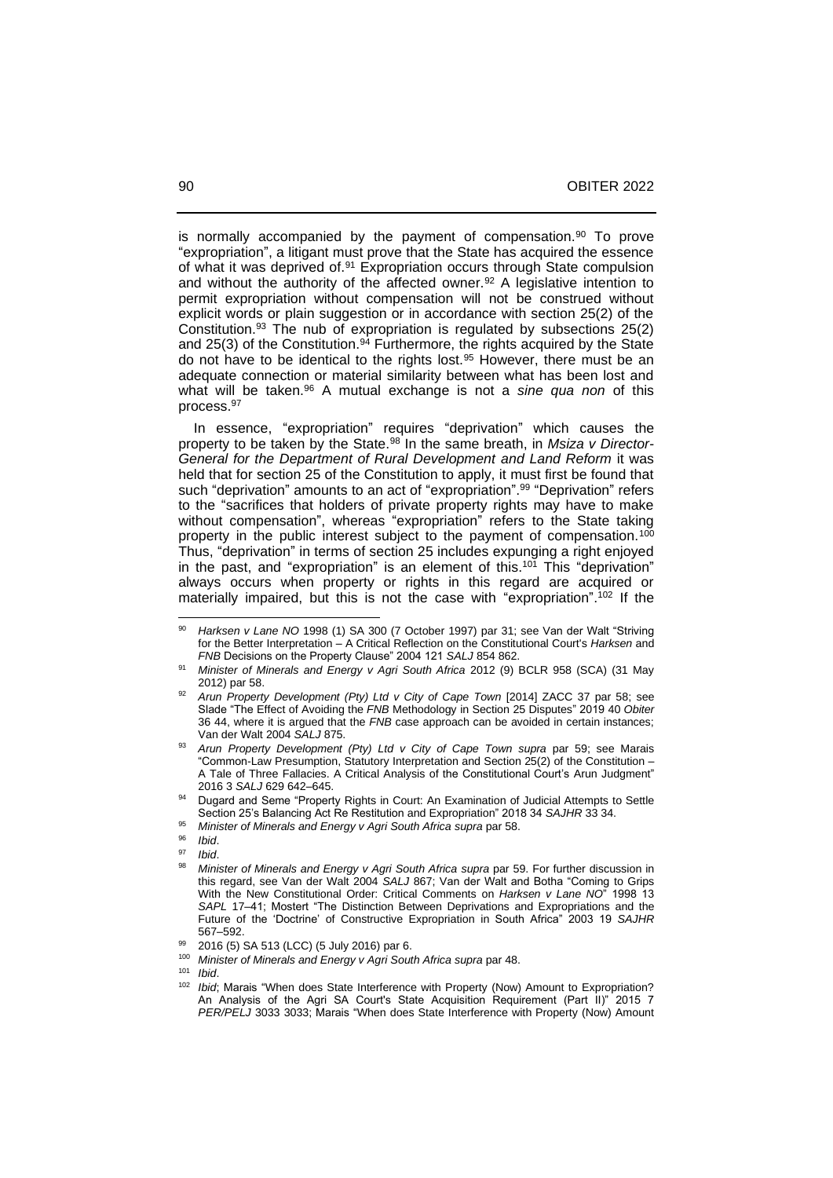is normally accompanied by the payment of compensation.[90] To prove "expropriation", a litigant must prove that the State has acquired the essence of what it was deprived of.[91] Expropriation occurs through State compulsion and without the authority of the affected owner.[92] A legislative intention to permit expropriation without compensation will not be construed without explicit words or plain suggestion or in accordance with section 25(2) of the Constitution.[93] The nub of expropriation is regulated by subsections 25(2) and 25(3) of the Constitution.[94] Furthermore, the rights acquired by the State do not have to be identical to the rights lost.[95] However, there must be an adequate connection or material similarity between what has been lost and what will be taken.[96] A mutual exchange is not a *sine qua non* of this process.[97]

In essence, "expropriation" requires "deprivation" which causes the property to be taken by the State.[98] In the same breath, in *Msiza v Director-General for the Department of Rural Development and Land Reform* it was held that for section 25 of the Constitution to apply, it must first be found that such "deprivation" amounts to an act of "expropriation".[99] "Deprivation" refers to the "sacrifices that holders of private property rights may have to make without compensation", whereas "expropriation" refers to the State taking property in the public interest subject to the payment of compensation.[100] Thus, "deprivation" in terms of section 25 includes expunging a right enjoyed in the past, and "expropriation" is an element of this.[101] This "deprivation" always occurs when property or rights in this regard are acquired or materially impaired, but this is not the case with "expropriation".[102] If the

---

[90] *Harksen v Lane NO* 1998 (1) SA 300 (7 October 1997) par 31; see Van der Walt "Striving for the Better Interpretation – A Critical Reflection on the Constitutional Court's *Harksen* and *FNB* Decisions on the Property Clause" 2004 121 *SALJ* 854 862.

[91] *Minister of Minerals and Energy v Agri South Africa* 2012 (9) BCLR 958 (SCA) (31 May 2012) par 58.

[92] *Arun Property Development (Pty) Ltd v City of Cape Town* [2014] ZACC 37 par 58; see Slade "The Effect of Avoiding the *FNB* Methodology in Section 25 Disputes" 2019 40 *Obiter* 36 44, where it is argued that the *FNB* case approach can be avoided in certain instances; Van der Walt 2004 *SALJ* 875.

[93] *Arun Property Development (Pty) Ltd v City of Cape Town supra* par 59; see Marais "Common-Law Presumption, Statutory Interpretation and Section 25(2) of the Constitution – A Tale of Three Fallacies. A Critical Analysis of the Constitutional Court's Arun Judgment" 2016 3 *SALJ* 629 642–645.

[94] Dugard and Seme "Property Rights in Court: An Examination of Judicial Attempts to Settle Section 25's Balancing Act Re Restitution and Expropriation" 2018 34 *SAJHR* 33 34.

[95] *Minister of Minerals and Energy v Agri South Africa supra* par 58.

[96] *Ibid*.

[97] *Ibid*.

[98] *Minister of Minerals and Energy v Agri South Africa supra* par 59. For further discussion in this regard, see Van der Walt 2004 *SALJ* 867; Van der Walt and Botha "Coming to Grips With the New Constitutional Order: Critical Comments on *Harksen v Lane NO*" 1998 13 *SAPL* 17–41; Mostert "The Distinction Between Deprivations and Expropriations and the Future of the 'Doctrine' of Constructive Expropriation in South Africa" 2003 19 *SAJHR* 567–592.

[99] 2016 (5) SA 513 (LCC) (5 July 2016) par 6.

[100] *Minister of Minerals and Energy v Agri South Africa supra* par 48.

[101] *Ibid*.

[102] *Ibid*; Marais "When does State Interference with Property (Now) Amount to Expropriation? An Analysis of the Agri SA Court's State Acquisition Requirement (Part II)" 2015 7 *PER/PELJ* 3033 3033; Marais "When does State Interference with Property (Now) Amount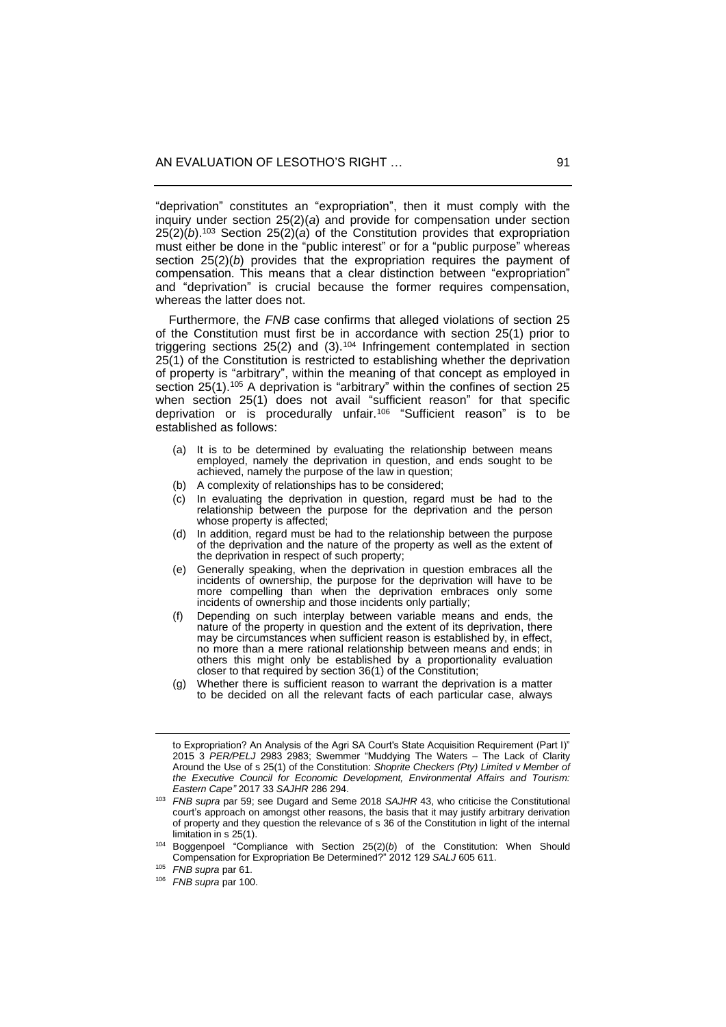"deprivation" constitutes an "expropriation", then it must comply with the inquiry under section 25(2)(*a*) and provide for compensation under section 25(2)(*b*).[103] Section 25(2)(*a*) of the Constitution provides that expropriation must either be done in the "public interest" or for a "public purpose" whereas section 25(2)(*b*) provides that the expropriation requires the payment of compensation. This means that a clear distinction between "expropriation" and "deprivation" is crucial because the former requires compensation, whereas the latter does not.

Furthermore, the *FNB* case confirms that alleged violations of section 25 of the Constitution must first be in accordance with section 25(1) prior to triggering sections 25(2) and (3).[104] Infringement contemplated in section 25(1) of the Constitution is restricted to establishing whether the deprivation of property is "arbitrary", within the meaning of that concept as employed in section 25(1).[105] A deprivation is "arbitrary" within the confines of section 25 when section 25(1) does not avail "sufficient reason" for that specific deprivation or is procedurally unfair.[106] "Sufficient reason" is to be established as follows:

(a) It is to be determined by evaluating the relationship between means employed, namely the deprivation in question, and ends sought to be achieved, namely the purpose of the law in question;
(b) A complexity of relationships has to be considered;
(c) In evaluating the deprivation in question, regard must be had to the relationship between the purpose for the deprivation and the person whose property is affected;
(d) In addition, regard must be had to the relationship between the purpose of the deprivation and the nature of the property as well as the extent of the deprivation in respect of such property;
(e) Generally speaking, when the deprivation in question embraces all the incidents of ownership, the purpose for the deprivation will have to be more compelling than when the deprivation embraces only some incidents of ownership and those incidents only partially;
(f) Depending on such interplay between variable means and ends, the nature of the property in question and the extent of its deprivation, there may be circumstances when sufficient reason is established by, in effect, no more than a mere rational relationship between means and ends; in others this might only be established by a proportionality evaluation closer to that required by section 36(1) of the Constitution;
(g) Whether there is sufficient reason to warrant the deprivation is a matter to be decided on all the relevant facts of each particular case, always

---

to Expropriation? An Analysis of the Agri SA Court's State Acquisition Requirement (Part I)" 2015 3 *PER/PELJ* 2983 2983; Swemmer "Muddying The Waters – The Lack of Clarity Around the Use of s 25(1) of the Constitution: *Shoprite Checkers (Pty) Limited v Member of the Executive Council for Economic Development, Environmental Affairs and Tourism: Eastern Cape"* 2017 33 *SAJHR* 286 294.

[103] *FNB supra* par 59; see Dugard and Seme 2018 *SAJHR* 43, who criticise the Constitutional court's approach on amongst other reasons, the basis that it may justify arbitrary derivation of property and they question the relevance of s 36 of the Constitution in light of the internal limitation in s 25(1).

[104] Boggenpoel "Compliance with Section 25(2)(*b*) of the Constitution: When Should Compensation for Expropriation Be Determined?" 2012 129 *SALJ* 605 611.

[105] *FNB supra* par 61.

[106] *FNB supra* par 100.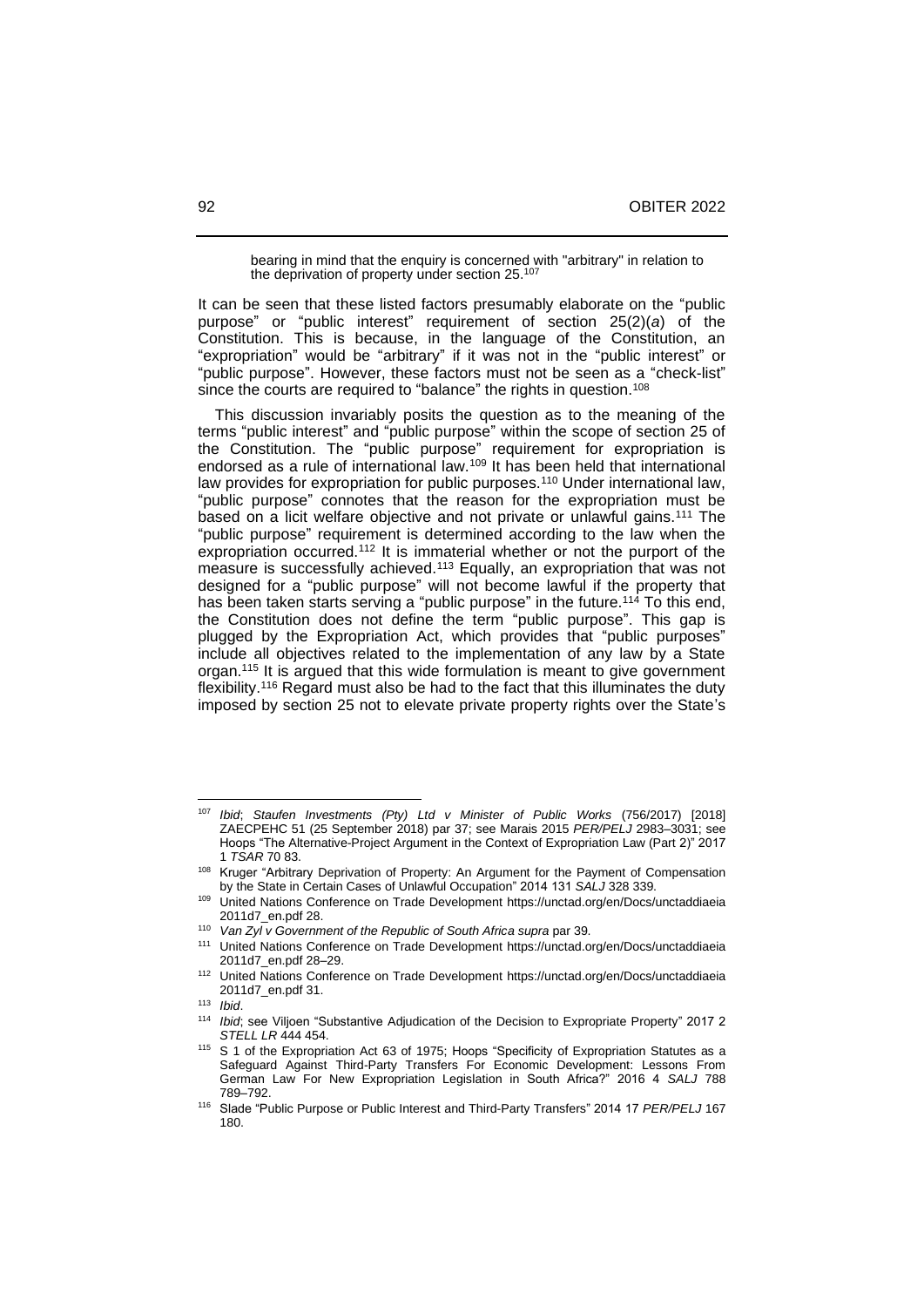> bearing in mind that the enquiry is concerned with "arbitrary" in relation to the deprivation of property under section 25.[107]

It can be seen that these listed factors presumably elaborate on the "public purpose" or "public interest" requirement of section 25(2)(*a*) of the Constitution. This is because, in the language of the Constitution, an "expropriation" would be "arbitrary" if it was not in the "public interest" or "public purpose". However, these factors must not be seen as a "check-list" since the courts are required to "balance" the rights in question.[108]

This discussion invariably posits the question as to the meaning of the terms "public interest" and "public purpose" within the scope of section 25 of the Constitution. The "public purpose" requirement for expropriation is endorsed as a rule of international law.[109] It has been held that international law provides for expropriation for public purposes.[110] Under international law, "public purpose" connotes that the reason for the expropriation must be based on a licit welfare objective and not private or unlawful gains.[111] The "public purpose" requirement is determined according to the law when the expropriation occurred.[112] It is immaterial whether or not the purport of the measure is successfully achieved.[113] Equally, an expropriation that was not designed for a "public purpose" will not become lawful if the property that has been taken starts serving a "public purpose" in the future.[114] To this end, the Constitution does not define the term "public purpose". This gap is plugged by the Expropriation Act, which provides that "public purposes" include all objectives related to the implementation of any law by a State organ.[115] It is argued that this wide formulation is meant to give government flexibility.[116] Regard must also be had to the fact that this illuminates the duty imposed by section 25 not to elevate private property rights over the State's

---

[107] *Ibid*; *Staufen Investments (Pty) Ltd v Minister of Public Works* (756/2017) [2018] ZAECPEHC 51 (25 September 2018) par 37; see Marais 2015 *PER/PELJ* 2983–3031; see Hoops "The Alternative-Project Argument in the Context of Expropriation Law (Part 2)" 2017 1 *TSAR* 70 83.

[108] Kruger "Arbitrary Deprivation of Property: An Argument for the Payment of Compensation by the State in Certain Cases of Unlawful Occupation" 2014 131 *SALJ* 328 339.

[109] United Nations Conference on Trade Development https://unctad.org/en/Docs/unctaddiaeia2011d7_en.pdf 28.

[110] *Van Zyl v Government of the Republic of South Africa supra* par 39.

[111] United Nations Conference on Trade Development https://unctad.org/en/Docs/unctaddiaeia2011d7_en.pdf 28–29.

[112] United Nations Conference on Trade Development https://unctad.org/en/Docs/unctaddiaeia2011d7_en.pdf 31.

[113] *Ibid*.

[114] *Ibid*; see Viljoen "Substantive Adjudication of the Decision to Expropriate Property" 2017 2 *STELL LR* 444 454.

[115] S 1 of the Expropriation Act 63 of 1975; Hoops "Specificity of Expropriation Statutes as a Safeguard Against Third-Party Transfers For Economic Development: Lessons From German Law For New Expropriation Legislation in South Africa?" 2016 4 *SALJ* 788 789–792.

[116] Slade "Public Purpose or Public Interest and Third-Party Transfers" 2014 17 *PER/PELJ* 167 180.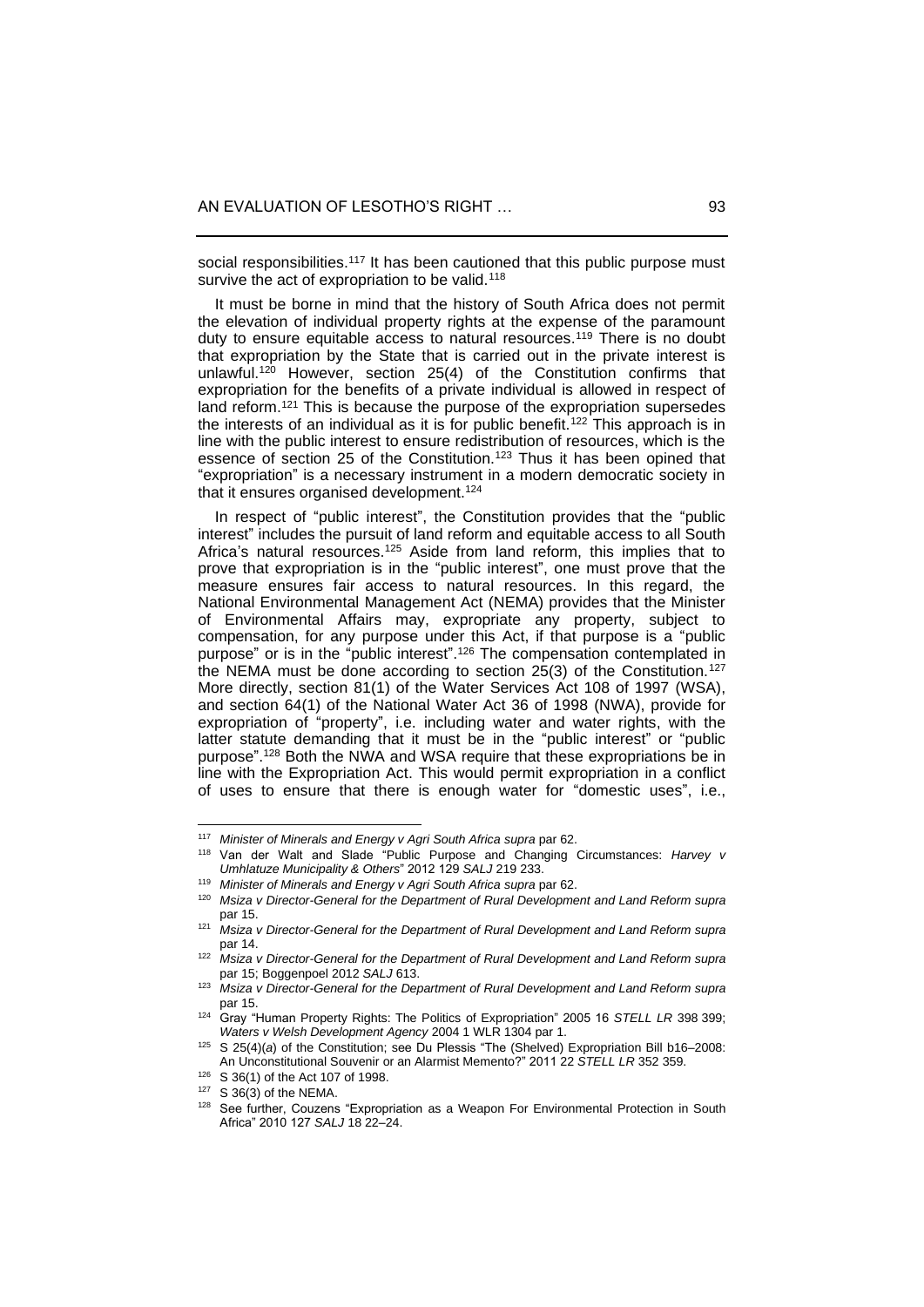social responsibilities.[117] It has been cautioned that this public purpose must survive the act of expropriation to be valid.[118]

It must be borne in mind that the history of South Africa does not permit the elevation of individual property rights at the expense of the paramount duty to ensure equitable access to natural resources.[119] There is no doubt that expropriation by the State that is carried out in the private interest is unlawful.[120] However, section 25(4) of the Constitution confirms that expropriation for the benefits of a private individual is allowed in respect of land reform.[121] This is because the purpose of the expropriation supersedes the interests of an individual as it is for public benefit.[122] This approach is in line with the public interest to ensure redistribution of resources, which is the essence of section 25 of the Constitution.[123] Thus it has been opined that "expropriation" is a necessary instrument in a modern democratic society in that it ensures organised development.[124]

In respect of "public interest", the Constitution provides that the "public interest" includes the pursuit of land reform and equitable access to all South Africa's natural resources.[125] Aside from land reform, this implies that to prove that expropriation is in the "public interest", one must prove that the measure ensures fair access to natural resources. In this regard, the National Environmental Management Act (NEMA) provides that the Minister of Environmental Affairs may, expropriate any property, subject to compensation, for any purpose under this Act, if that purpose is a "public purpose" or is in the "public interest".[126] The compensation contemplated in the NEMA must be done according to section 25(3) of the Constitution.[127] More directly, section 81(1) of the Water Services Act 108 of 1997 (WSA), and section 64(1) of the National Water Act 36 of 1998 (NWA), provide for expropriation of "property", i.e. including water and water rights, with the latter statute demanding that it must be in the "public interest" or "public purpose".[128] Both the NWA and WSA require that these expropriations be in line with the Expropriation Act. This would permit expropriation in a conflict of uses to ensure that there is enough water for "domestic uses", i.e.,

---

[117] *Minister of Minerals and Energy v Agri South Africa supra* par 62.

[118] Van der Walt and Slade "Public Purpose and Changing Circumstances: *Harvey v Umhlatuze Municipality & Others*" 2012 129 *SALJ* 219 233.

[119] *Minister of Minerals and Energy v Agri South Africa supra* par 62.

[120] *Msiza v Director-General for the Department of Rural Development and Land Reform supra* par 15.

[121] *Msiza v Director-General for the Department of Rural Development and Land Reform supra* par 14.

[122] *Msiza v Director-General for the Department of Rural Development and Land Reform supra* par 15; Boggenpoel 2012 *SALJ* 613.

[123] *Msiza v Director-General for the Department of Rural Development and Land Reform supra* par 15.

[124] Gray "Human Property Rights: The Politics of Expropriation" 2005 16 *STELL LR* 398 399; *Waters v Welsh Development Agency* 2004 1 WLR 1304 par 1.

[125] S 25(4)(*a*) of the Constitution; see Du Plessis "The (Shelved) Expropriation Bill b16–2008: An Unconstitutional Souvenir or an Alarmist Memento?" 2011 22 *STELL LR* 352 359.

[126] S 36(1) of the Act 107 of 1998.

[127] S 36(3) of the NEMA.

[128] See further, Couzens "Expropriation as a Weapon For Environmental Protection in South Africa" 2010 127 *SALJ* 18 22–24.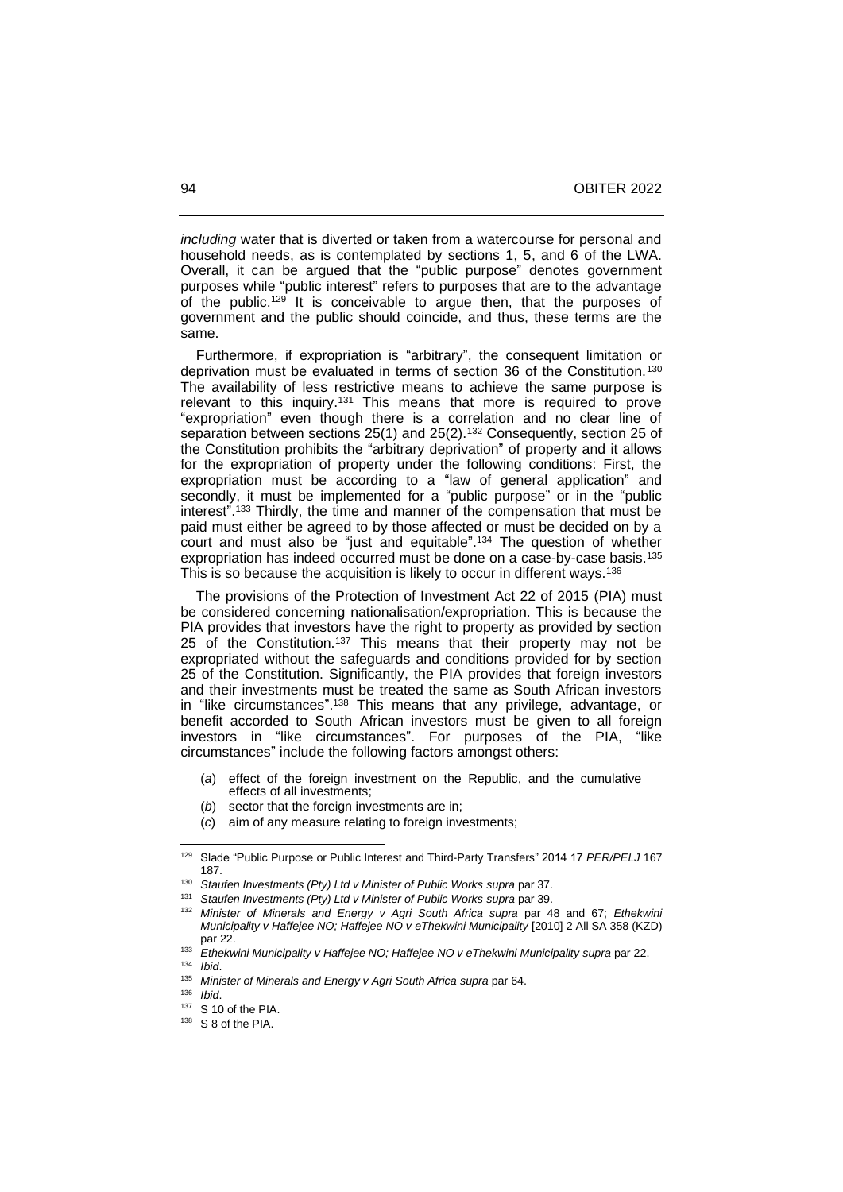*including* water that is diverted or taken from a watercourse for personal and household needs, as is contemplated by sections 1, 5, and 6 of the LWA. Overall, it can be argued that the "public purpose" denotes government purposes while "public interest" refers to purposes that are to the advantage of the public.[129] It is conceivable to argue then, that the purposes of government and the public should coincide, and thus, these terms are the same.

Furthermore, if expropriation is "arbitrary", the consequent limitation or deprivation must be evaluated in terms of section 36 of the Constitution.[130] The availability of less restrictive means to achieve the same purpose is relevant to this inquiry.[131] This means that more is required to prove "expropriation" even though there is a correlation and no clear line of separation between sections 25(1) and 25(2).[132] Consequently, section 25 of the Constitution prohibits the "arbitrary deprivation" of property and it allows for the expropriation of property under the following conditions: First, the expropriation must be according to a "law of general application" and secondly, it must be implemented for a "public purpose" or in the "public interest".[133] Thirdly, the time and manner of the compensation that must be paid must either be agreed to by those affected or must be decided on by a court and must also be "just and equitable".[134] The question of whether expropriation has indeed occurred must be done on a case-by-case basis.[135] This is so because the acquisition is likely to occur in different ways.[136]

The provisions of the Protection of Investment Act 22 of 2015 (PIA) must be considered concerning nationalisation/expropriation. This is because the PIA provides that investors have the right to property as provided by section 25 of the Constitution.[137] This means that their property may not be expropriated without the safeguards and conditions provided for by section 25 of the Constitution. Significantly, the PIA provides that foreign investors and their investments must be treated the same as South African investors in "like circumstances".[138] This means that any privilege, advantage, or benefit accorded to South African investors must be given to all foreign investors in "like circumstances". For purposes of the PIA, "like circumstances" include the following factors amongst others:

(*a*) effect of the foreign investment on the Republic, and the cumulative effects of all investments;

(*b*) sector that the foreign investments are in;

(*c*) aim of any measure relating to foreign investments;

---

[129] Slade "Public Purpose or Public Interest and Third-Party Transfers" 2014 17 *PER/PELJ* 167 187.

[130] *Staufen Investments (Pty) Ltd v Minister of Public Works supra* par 37.

[131] *Staufen Investments (Pty) Ltd v Minister of Public Works supra* par 39.

[132] *Minister of Minerals and Energy v Agri South Africa supra* par 48 and 67; *Ethekwini Municipality v Haffejee NO; Haffejee NO v eThekwini Municipality* [2010] 2 All SA 358 (KZD) par 22.

[133] *Ethekwini Municipality v Haffejee NO; Haffejee NO v eThekwini Municipality supra* par 22.

[134] *Ibid*.

[135] *Minister of Minerals and Energy v Agri South Africa supra* par 64.

[136] *Ibid*.

[137] S 10 of the PIA.

[138] S 8 of the PIA.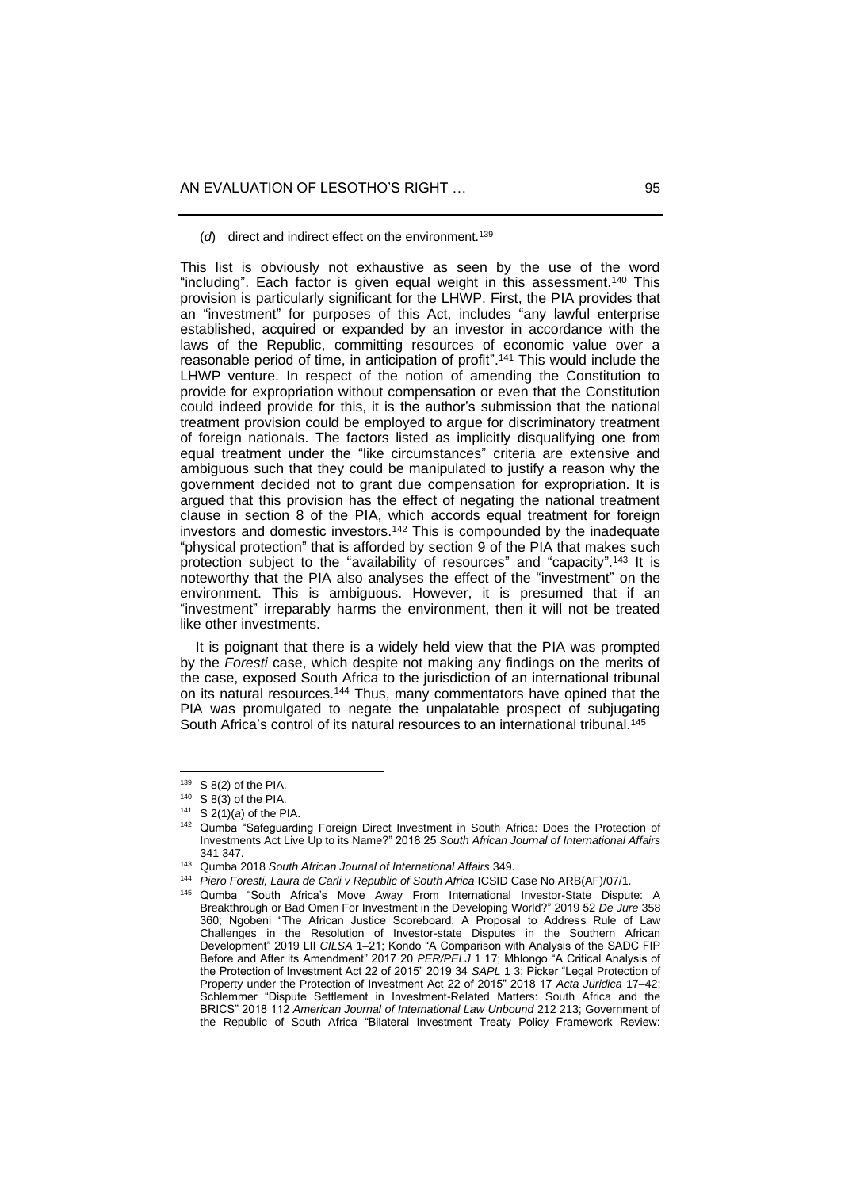(*d*) direct and indirect effect on the environment.[139]

This list is obviously not exhaustive as seen by the use of the word "including". Each factor is given equal weight in this assessment.[140] This provision is particularly significant for the LHWP. First, the PIA provides that an "investment" for purposes of this Act, includes "any lawful enterprise established, acquired or expanded by an investor in accordance with the laws of the Republic, committing resources of economic value over a reasonable period of time, in anticipation of profit".[141] This would include the LHWP venture. In respect of the notion of amending the Constitution to provide for expropriation without compensation or even that the Constitution could indeed provide for this, it is the author's submission that the national treatment provision could be employed to argue for discriminatory treatment of foreign nationals. The factors listed as implicitly disqualifying one from equal treatment under the "like circumstances" criteria are extensive and ambiguous such that they could be manipulated to justify a reason why the government decided not to grant due compensation for expropriation. It is argued that this provision has the effect of negating the national treatment clause in section 8 of the PIA, which accords equal treatment for foreign investors and domestic investors.[142] This is compounded by the inadequate "physical protection" that is afforded by section 9 of the PIA that makes such protection subject to the "availability of resources" and "capacity".[143] It is noteworthy that the PIA also analyses the effect of the "investment" on the environment. This is ambiguous. However, it is presumed that if an "investment" irreparably harms the environment, then it will not be treated like other investments.

It is poignant that there is a widely held view that the PIA was prompted by the *Foresti* case, which despite not making any findings on the merits of the case, exposed South Africa to the jurisdiction of an international tribunal on its natural resources.[144] Thus, many commentators have opined that the PIA was promulgated to negate the unpalatable prospect of subjugating South Africa's control of its natural resources to an international tribunal.[145]

---

[139] S 8(2) of the PIA.

[140] S 8(3) of the PIA.

[141] S 2(1)(*a*) of the PIA.

[142] Qumba "Safeguarding Foreign Direct Investment in South Africa: Does the Protection of Investments Act Live Up to its Name?" 2018 25 *South African Journal of International Affairs* 341 347.

[143] Qumba 2018 *South African Journal of International Affairs* 349.

[144] *Piero Foresti, Laura de Carli v Republic of South Africa* ICSID Case No ARB(AF)/07/1.

[145] Qumba "South Africa's Move Away From International Investor-State Dispute: A Breakthrough or Bad Omen For Investment in the Developing World?" 2019 52 *De Jure* 358 360; Ngobeni "The African Justice Scoreboard: A Proposal to Address Rule of Law Challenges in the Resolution of Investor-state Disputes in the Southern African Development" 2019 LII *CILSA* 1–21; Kondo "A Comparison with Analysis of the SADC FIP Before and After its Amendment" 2017 20 *PER/PELJ* 1 17; Mhlongo "A Critical Analysis of the Protection of Investment Act 22 of 2015" 2019 34 *SAPL* 1 3; Picker "Legal Protection of Property under the Protection of Investment Act 22 of 2015" 2018 17 *Acta Juridica* 17–42; Schlemmer "Dispute Settlement in Investment-Related Matters: South Africa and the BRICS" 2018 112 *American Journal of International Law Unbound* 212 213; Government of the Republic of South Africa "Bilateral Investment Treaty Policy Framework Review: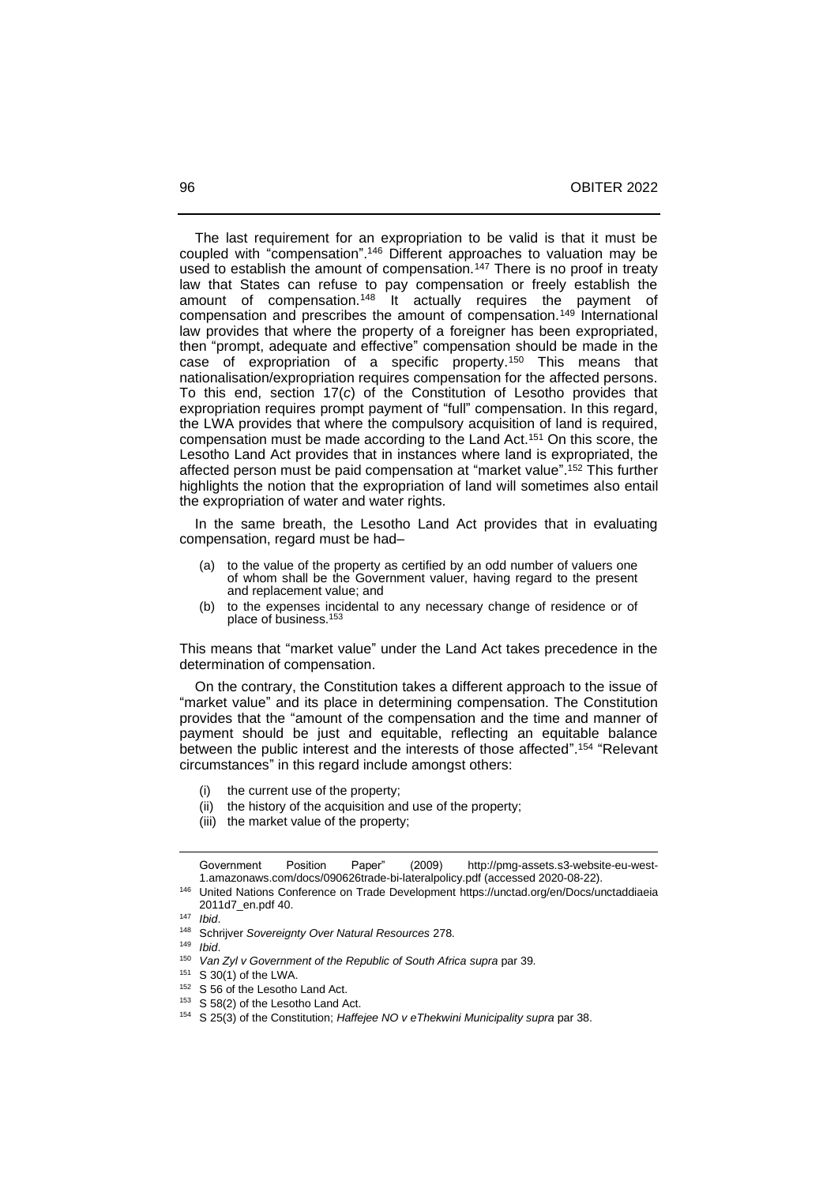The last requirement for an expropriation to be valid is that it must be coupled with "compensation".[146] Different approaches to valuation may be used to establish the amount of compensation.[147] There is no proof in treaty law that States can refuse to pay compensation or freely establish the amount of compensation.[148] It actually requires the payment of compensation and prescribes the amount of compensation.[149] International law provides that where the property of a foreigner has been expropriated, then "prompt, adequate and effective" compensation should be made in the case of expropriation of a specific property.[150] This means that nationalisation/expropriation requires compensation for the affected persons. To this end, section 17(*c*) of the Constitution of Lesotho provides that expropriation requires prompt payment of "full" compensation. In this regard, the LWA provides that where the compulsory acquisition of land is required, compensation must be made according to the Land Act.[151] On this score, the Lesotho Land Act provides that in instances where land is expropriated, the affected person must be paid compensation at "market value".[152] This further highlights the notion that the expropriation of land will sometimes also entail the expropriation of water and water rights.

In the same breath, the Lesotho Land Act provides that in evaluating compensation, regard must be had–

> (a) to the value of the property as certified by an odd number of valuers one of whom shall be the Government valuer, having regard to the present and replacement value; and
>
> (b) to the expenses incidental to any necessary change of residence or of place of business.[153]

This means that "market value" under the Land Act takes precedence in the determination of compensation.

On the contrary, the Constitution takes a different approach to the issue of "market value" and its place in determining compensation. The Constitution provides that the "amount of the compensation and the time and manner of payment should be just and equitable, reflecting an equitable balance between the public interest and the interests of those affected".[154] "Relevant circumstances" in this regard include amongst others:

> (i) the current use of the property;
>
> (ii) the history of the acquisition and use of the property;
>
> (iii) the market value of the property;

---

Government Position Paper" (2009) http://pmg-assets.s3-website-eu-west-1.amazonaws.com/docs/090626trade-bi-lateralpolicy.pdf (accessed 2020-08-22).

[146] United Nations Conference on Trade Development https://unctad.org/en/Docs/unctaddiaeia2011d7_en.pdf 40.

[147] *Ibid*.

[148] Schrijver *Sovereignty Over Natural Resources* 278.

[149] *Ibid*.

[150] *Van Zyl v Government of the Republic of South Africa supra* par 39.

[151] S 30(1) of the LWA.

[152] S 56 of the Lesotho Land Act.

[153] S 58(2) of the Lesotho Land Act.

[154] S 25(3) of the Constitution; *Haffejee NO v eThekwini Municipality supra* par 38.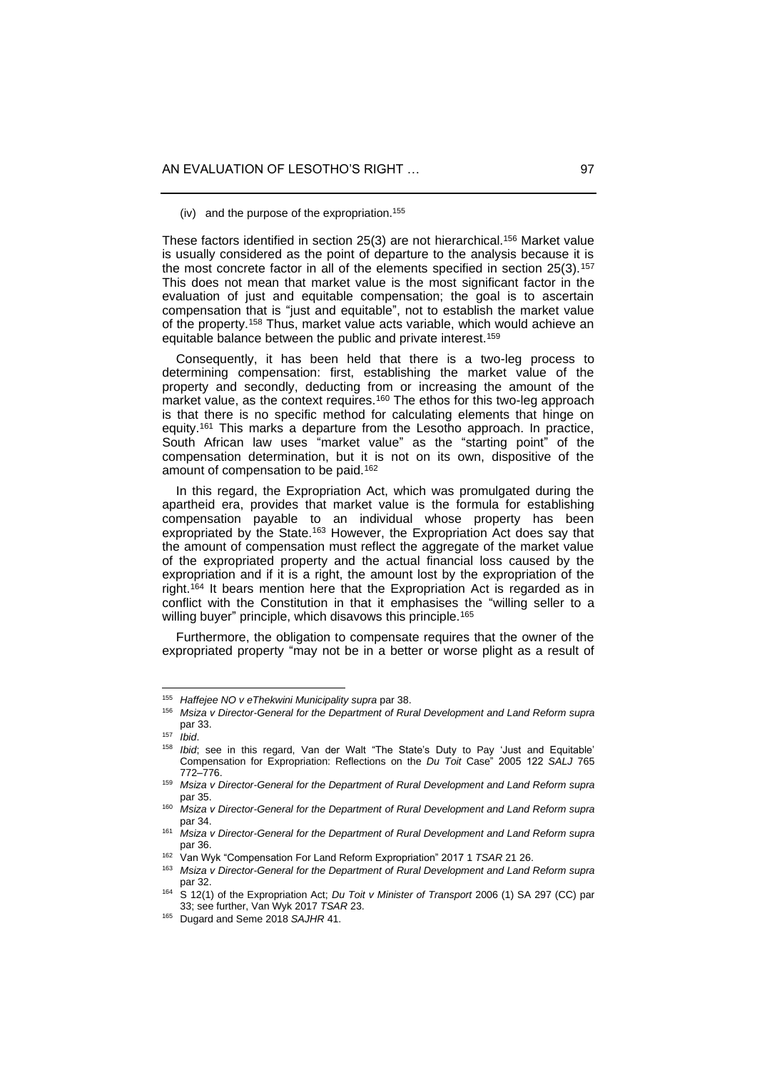(iv) and the purpose of the expropriation.[155]

These factors identified in section 25(3) are not hierarchical.[156] Market value is usually considered as the point of departure to the analysis because it is the most concrete factor in all of the elements specified in section 25(3).[157] This does not mean that market value is the most significant factor in the evaluation of just and equitable compensation; the goal is to ascertain compensation that is "just and equitable", not to establish the market value of the property.[158] Thus, market value acts variable, which would achieve an equitable balance between the public and private interest.[159]

Consequently, it has been held that there is a two-leg process to determining compensation: first, establishing the market value of the property and secondly, deducting from or increasing the amount of the market value, as the context requires.[160] The ethos for this two-leg approach is that there is no specific method for calculating elements that hinge on equity.[161] This marks a departure from the Lesotho approach. In practice, South African law uses "market value" as the "starting point" of the compensation determination, but it is not on its own, dispositive of the amount of compensation to be paid.[162]

In this regard, the Expropriation Act, which was promulgated during the apartheid era, provides that market value is the formula for establishing compensation payable to an individual whose property has been expropriated by the State.[163] However, the Expropriation Act does say that the amount of compensation must reflect the aggregate of the market value of the expropriated property and the actual financial loss caused by the expropriation and if it is a right, the amount lost by the expropriation of the right.[164] It bears mention here that the Expropriation Act is regarded as in conflict with the Constitution in that it emphasises the "willing seller to a willing buyer" principle, which disavows this principle.[165]

Furthermore, the obligation to compensate requires that the owner of the expropriated property "may not be in a better or worse plight as a result of

---

[155] *Haffejee NO v eThekwini Municipality supra* par 38.

[156] *Msiza v Director-General for the Department of Rural Development and Land Reform supra* par 33.

[157] *Ibid*.

[158] *Ibid*; see in this regard, Van der Walt "The State's Duty to Pay 'Just and Equitable' Compensation for Expropriation: Reflections on the *Du Toit* Case" 2005 122 *SALJ* 765 772–776.

[159] *Msiza v Director-General for the Department of Rural Development and Land Reform supra* par 35.

[160] *Msiza v Director-General for the Department of Rural Development and Land Reform supra* par 34.

[161] *Msiza v Director-General for the Department of Rural Development and Land Reform supra* par 36.

[162] Van Wyk "Compensation For Land Reform Expropriation" 2017 1 *TSAR* 21 26.

[163] *Msiza v Director-General for the Department of Rural Development and Land Reform supra* par 32.

[164] S 12(1) of the Expropriation Act; *Du Toit v Minister of Transport* 2006 (1) SA 297 (CC) par 33; see further, Van Wyk 2017 *TSAR* 23.

[165] Dugard and Seme 2018 *SAJHR* 41.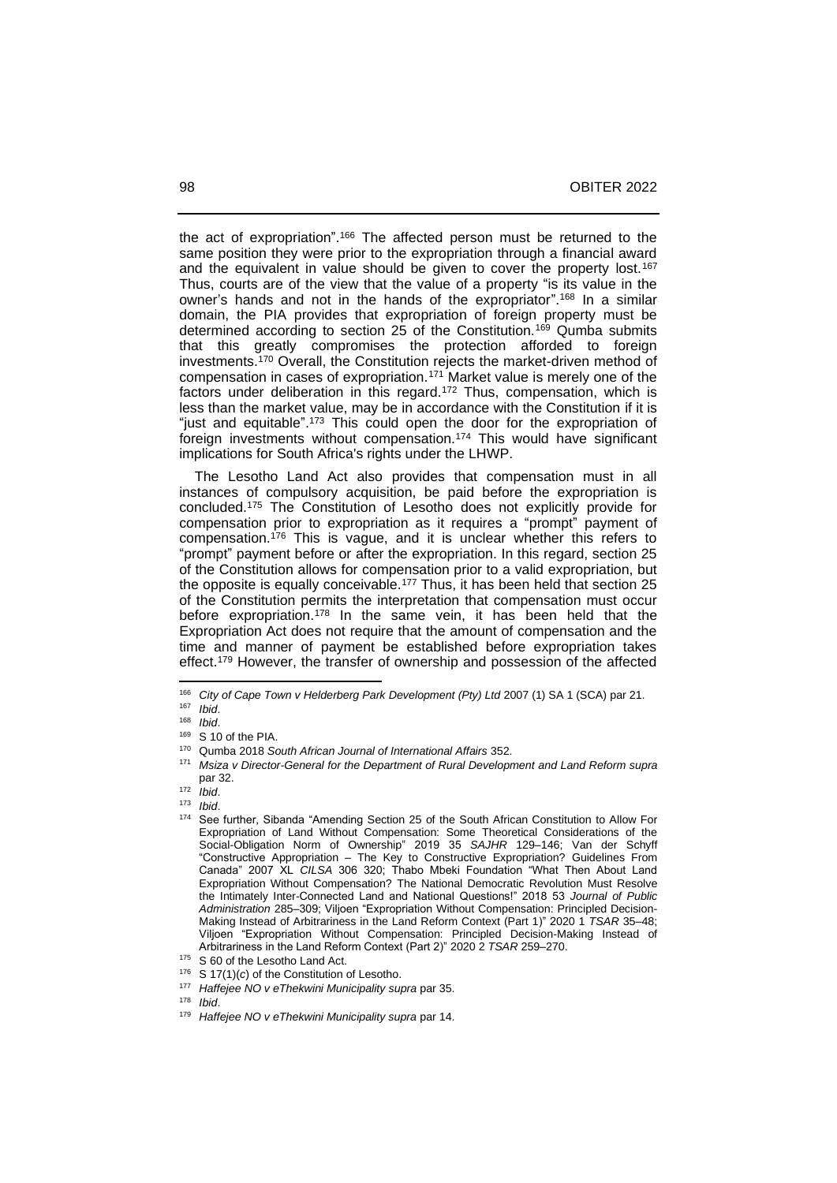the act of expropriation".[166] The affected person must be returned to the same position they were prior to the expropriation through a financial award and the equivalent in value should be given to cover the property lost.[167] Thus, courts are of the view that the value of a property "is its value in the owner's hands and not in the hands of the expropriator".[168] In a similar domain, the PIA provides that expropriation of foreign property must be determined according to section 25 of the Constitution.[169] Qumba submits that this greatly compromises the protection afforded to foreign investments.[170] Overall, the Constitution rejects the market-driven method of compensation in cases of expropriation.[171] Market value is merely one of the factors under deliberation in this regard.[172] Thus, compensation, which is less than the market value, may be in accordance with the Constitution if it is "just and equitable".[173] This could open the door for the expropriation of foreign investments without compensation.[174] This would have significant implications for South Africa's rights under the LHWP.

The Lesotho Land Act also provides that compensation must in all instances of compulsory acquisition, be paid before the expropriation is concluded.[175] The Constitution of Lesotho does not explicitly provide for compensation prior to expropriation as it requires a "prompt" payment of compensation.[176] This is vague, and it is unclear whether this refers to "prompt" payment before or after the expropriation. In this regard, section 25 of the Constitution allows for compensation prior to a valid expropriation, but the opposite is equally conceivable.[177] Thus, it has been held that section 25 of the Constitution permits the interpretation that compensation must occur before expropriation.[178] In the same vein, it has been held that the Expropriation Act does not require that the amount of compensation and the time and manner of payment be established before expropriation takes effect.[179] However, the transfer of ownership and possession of the affected

---

[166] *City of Cape Town v Helderberg Park Development (Pty) Ltd* 2007 (1) SA 1 (SCA) par 21.

[167] *Ibid*.

[168] *Ibid*.

[169] S 10 of the PIA.

[170] Qumba 2018 *South African Journal of International Affairs* 352.

[171] *Msiza v Director-General for the Department of Rural Development and Land Reform supra* par 32.

[172] *Ibid*.

[173] *Ibid*.

[174] See further, Sibanda "Amending Section 25 of the South African Constitution to Allow For Expropriation of Land Without Compensation: Some Theoretical Considerations of the Social-Obligation Norm of Ownership" 2019 35 *SAJHR* 129–146; Van der Schyff "Constructive Appropriation – The Key to Constructive Expropriation? Guidelines From Canada" 2007 XL *CILSA* 306 320; Thabo Mbeki Foundation "What Then About Land Expropriation Without Compensation? The National Democratic Revolution Must Resolve the Intimately Inter-Connected Land and National Questions!" 2018 53 *Journal of Public Administration* 285–309; Viljoen "Expropriation Without Compensation: Principled Decision-Making Instead of Arbitrariness in the Land Reform Context (Part 1)" 2020 1 *TSAR* 35–48; Viljoen "Expropriation Without Compensation: Principled Decision-Making Instead of Arbitrariness in the Land Reform Context (Part 2)" 2020 2 *TSAR* 259–270.

[175] S 60 of the Lesotho Land Act.

[176] S 17(1)(*c*) of the Constitution of Lesotho.

[177] *Haffejee NO v eThekwini Municipality supra* par 35.

[178] *Ibid*.

[179] *Haffejee NO v eThekwini Municipality supra* par 14.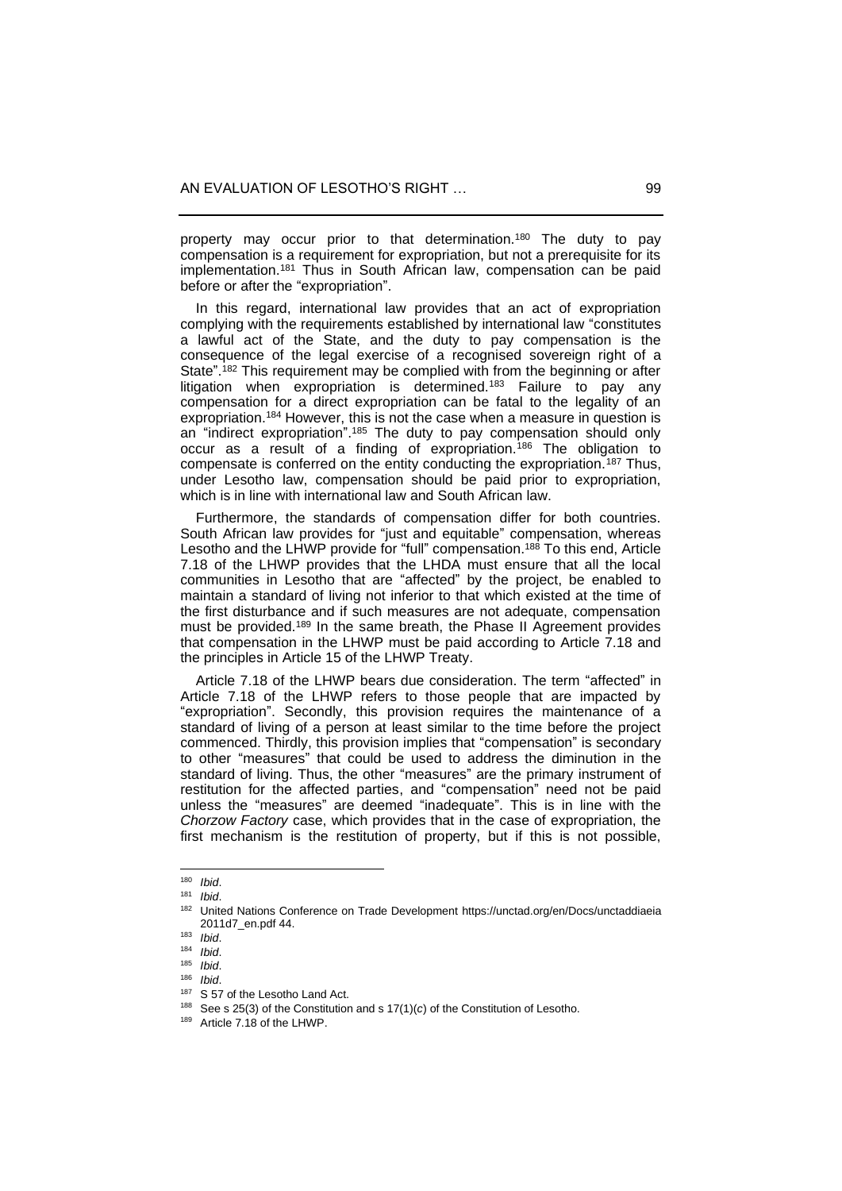property may occur prior to that determination.[180] The duty to pay compensation is a requirement for expropriation, but not a prerequisite for its implementation.[181] Thus in South African law, compensation can be paid before or after the "expropriation".

In this regard, international law provides that an act of expropriation complying with the requirements established by international law "constitutes a lawful act of the State, and the duty to pay compensation is the consequence of the legal exercise of a recognised sovereign right of a State".[182] This requirement may be complied with from the beginning or after litigation when expropriation is determined.[183] Failure to pay any compensation for a direct expropriation can be fatal to the legality of an expropriation.[184] However, this is not the case when a measure in question is an "indirect expropriation".[185] The duty to pay compensation should only occur as a result of a finding of expropriation.[186] The obligation to compensate is conferred on the entity conducting the expropriation.[187] Thus, under Lesotho law, compensation should be paid prior to expropriation, which is in line with international law and South African law.

Furthermore, the standards of compensation differ for both countries. South African law provides for "just and equitable" compensation, whereas Lesotho and the LHWP provide for "full" compensation.[188] To this end, Article 7.18 of the LHWP provides that the LHDA must ensure that all the local communities in Lesotho that are "affected" by the project, be enabled to maintain a standard of living not inferior to that which existed at the time of the first disturbance and if such measures are not adequate, compensation must be provided.[189] In the same breath, the Phase II Agreement provides that compensation in the LHWP must be paid according to Article 7.18 and the principles in Article 15 of the LHWP Treaty.

Article 7.18 of the LHWP bears due consideration. The term "affected" in Article 7.18 of the LHWP refers to those people that are impacted by "expropriation". Secondly, this provision requires the maintenance of a standard of living of a person at least similar to the time before the project commenced. Thirdly, this provision implies that "compensation" is secondary to other "measures" that could be used to address the diminution in the standard of living. Thus, the other "measures" are the primary instrument of restitution for the affected parties, and "compensation" need not be paid unless the "measures" are deemed "inadequate". This is in line with the *Chorzow Factory* case, which provides that in the case of expropriation, the first mechanism is the restitution of property, but if this is not possible,

---

[180] *Ibid*.

[181] *Ibid*.

[182] United Nations Conference on Trade Development https://unctad.org/en/Docs/unctaddiaeia 2011d7_en.pdf 44.

[183] *Ibid*.

[184] *Ibid*.

[185] *Ibid*.

[186] *Ibid*.

[187] S 57 of the Lesotho Land Act.

[188] See s 25(3) of the Constitution and s 17(1)(*c*) of the Constitution of Lesotho.

[189] Article 7.18 of the LHWP.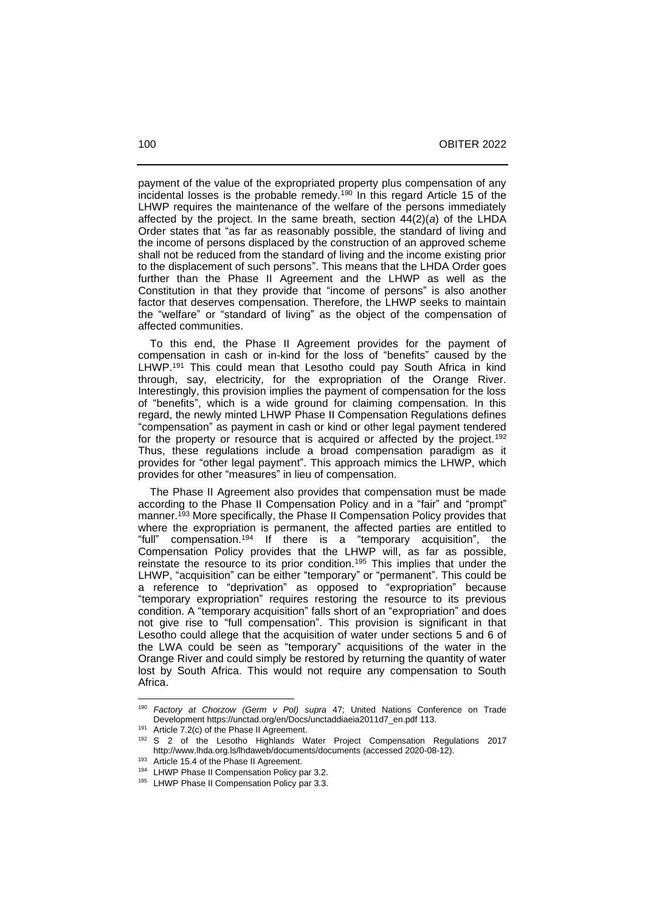payment of the value of the expropriated property plus compensation of any incidental losses is the probable remedy.[190] In this regard Article 15 of the LHWP requires the maintenance of the welfare of the persons immediately affected by the project. In the same breath, section 44(2)(*a*) of the LHDA Order states that "as far as reasonably possible, the standard of living and the income of persons displaced by the construction of an approved scheme shall not be reduced from the standard of living and the income existing prior to the displacement of such persons". This means that the LHDA Order goes further than the Phase II Agreement and the LHWP as well as the Constitution in that they provide that "income of persons" is also another factor that deserves compensation. Therefore, the LHWP seeks to maintain the "welfare" or "standard of living" as the object of the compensation of affected communities.

To this end, the Phase II Agreement provides for the payment of compensation in cash or in-kind for the loss of "benefits" caused by the LHWP.[191] This could mean that Lesotho could pay South Africa in kind through, say, electricity, for the expropriation of the Orange River. Interestingly, this provision implies the payment of compensation for the loss of "benefits", which is a wide ground for claiming compensation. In this regard, the newly minted LHWP Phase II Compensation Regulations defines "compensation" as payment in cash or kind or other legal payment tendered for the property or resource that is acquired or affected by the project.[192] Thus, these regulations include a broad compensation paradigm as it provides for "other legal payment". This approach mimics the LHWP, which provides for other "measures" in lieu of compensation.

The Phase II Agreement also provides that compensation must be made according to the Phase II Compensation Policy and in a "fair" and "prompt" manner.[193] More specifically, the Phase II Compensation Policy provides that where the expropriation is permanent, the affected parties are entitled to "full" compensation.[194] If there is a "temporary acquisition", the Compensation Policy provides that the LHWP will, as far as possible, reinstate the resource to its prior condition.[195] This implies that under the LHWP, "acquisition" can be either "temporary" or "permanent". This could be a reference to "deprivation" as opposed to "expropriation" because "temporary expropriation" requires restoring the resource to its previous condition. A "temporary acquisition" falls short of an "expropriation" and does not give rise to "full compensation". This provision is significant in that Lesotho could allege that the acquisition of water under sections 5 and 6 of the LWA could be seen as "temporary" acquisitions of the water in the Orange River and could simply be restored by returning the quantity of water lost by South Africa. This would not require any compensation to South Africa.

---

[190] *Factory at Chorzow (Germ v Pol) supra* 47; United Nations Conference on Trade Development https://unctad.org/en/Docs/unctaddiaeia2011d7_en.pdf 113.

[191] Article 7.2(c) of the Phase II Agreement.

[192] S 2 of the Lesotho Highlands Water Project Compensation Regulations 2017 http://www.lhda.org.ls/lhdaweb/documents/documents (accessed 2020-08-12).

[193] Article 15.4 of the Phase II Agreement.

[194] LHWP Phase II Compensation Policy par 3.2.

[195] LHWP Phase II Compensation Policy par 3.3.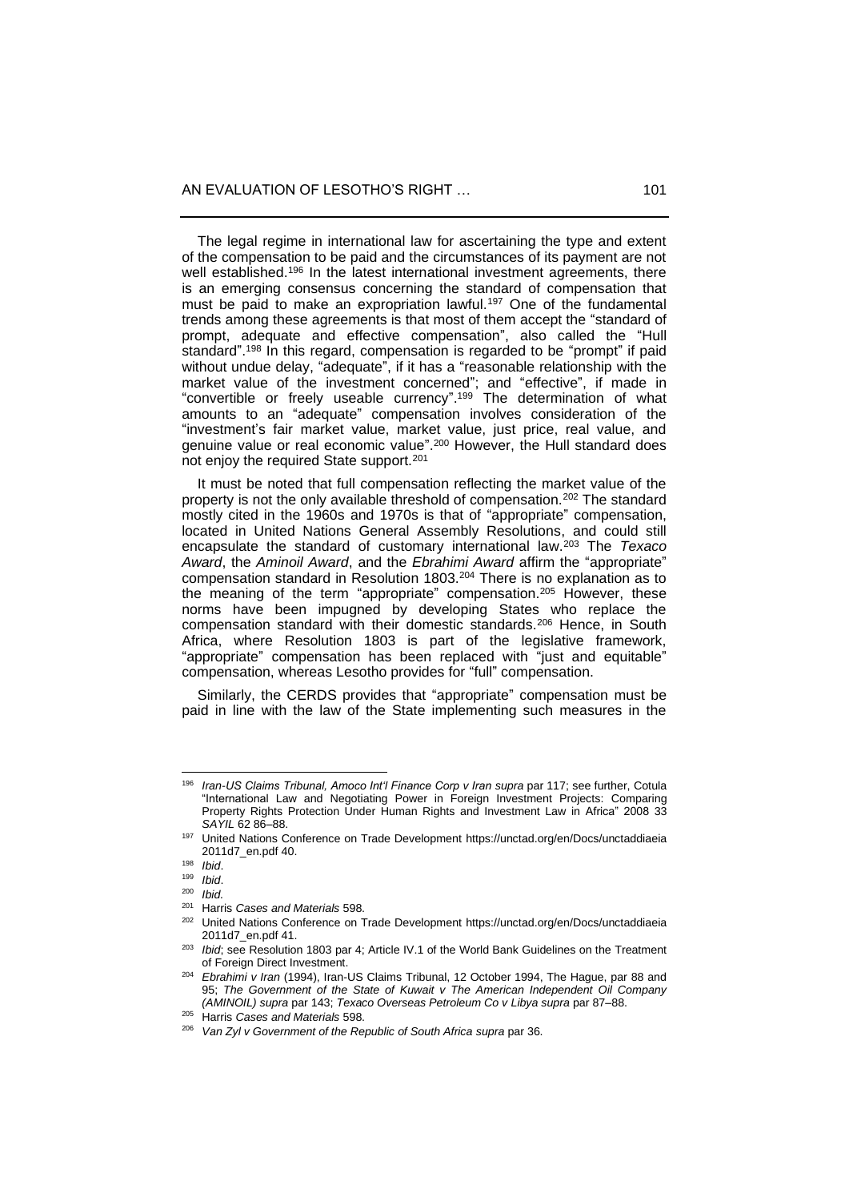The legal regime in international law for ascertaining the type and extent of the compensation to be paid and the circumstances of its payment are not well established.[196] In the latest international investment agreements, there is an emerging consensus concerning the standard of compensation that must be paid to make an expropriation lawful.[197] One of the fundamental trends among these agreements is that most of them accept the "standard of prompt, adequate and effective compensation", also called the "Hull standard".[198] In this regard, compensation is regarded to be "prompt" if paid without undue delay, "adequate", if it has a "reasonable relationship with the market value of the investment concerned"; and "effective", if made in "convertible or freely useable currency".[199] The determination of what amounts to an "adequate" compensation involves consideration of the "investment's fair market value, market value, just price, real value, and genuine value or real economic value".[200] However, the Hull standard does not enjoy the required State support.[201]

It must be noted that full compensation reflecting the market value of the property is not the only available threshold of compensation.[202] The standard mostly cited in the 1960s and 1970s is that of "appropriate" compensation, located in United Nations General Assembly Resolutions, and could still encapsulate the standard of customary international law.[203] The *Texaco Award*, the *Aminoil Award*, and the *Ebrahimi Award* affirm the "appropriate" compensation standard in Resolution 1803.[204] There is no explanation as to the meaning of the term "appropriate" compensation.[205] However, these norms have been impugned by developing States who replace the compensation standard with their domestic standards.[206] Hence, in South Africa, where Resolution 1803 is part of the legislative framework, "appropriate" compensation has been replaced with "just and equitable" compensation, whereas Lesotho provides for "full" compensation.

Similarly, the CERDS provides that "appropriate" compensation must be paid in line with the law of the State implementing such measures in the

---

[196] *Iran-US Claims Tribunal, Amoco Int'l Finance Corp v Iran supra* par 117; see further, Cotula "International Law and Negotiating Power in Foreign Investment Projects: Comparing Property Rights Protection Under Human Rights and Investment Law in Africa" 2008 33 *SAYIL* 62 86–88.

[197] United Nations Conference on Trade Development https://unctad.org/en/Docs/unctaddiaeia2011d7_en.pdf 40.

[198] *Ibid*.

[199] *Ibid*.

[200] *Ibid.*

[201] Harris *Cases and Materials* 598.

[202] United Nations Conference on Trade Development https://unctad.org/en/Docs/unctaddiaeia2011d7_en.pdf 41.

[203] *Ibid*; see Resolution 1803 par 4; Article IV.1 of the World Bank Guidelines on the Treatment of Foreign Direct Investment.

[204] *Ebrahimi v Iran* (1994), Iran-US Claims Tribunal, 12 October 1994, The Hague, par 88 and 95; *The Government of the State of Kuwait v The American Independent Oil Company (AMINOIL) supra* par 143; *Texaco Overseas Petroleum Co v Libya supra* par 87–88.

[205] Harris *Cases and Materials* 598.

[206] *Van Zyl v Government of the Republic of South Africa supra* par 36.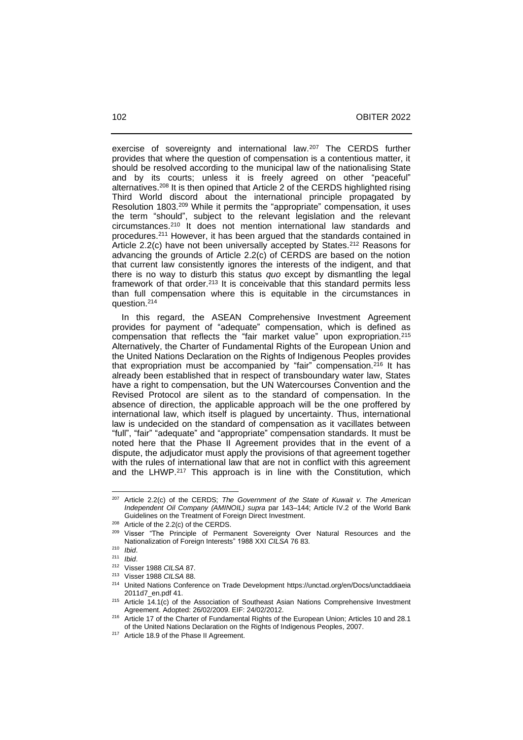exercise of sovereignty and international law.[207] The CERDS further provides that where the question of compensation is a contentious matter, it should be resolved according to the municipal law of the nationalising State and by its courts; unless it is freely agreed on other "peaceful" alternatives.[208] It is then opined that Article 2 of the CERDS highlighted rising Third World discord about the international principle propagated by Resolution 1803.[209] While it permits the "appropriate" compensation, it uses the term "should", subject to the relevant legislation and the relevant circumstances.[210] It does not mention international law standards and procedures.[211] However, it has been argued that the standards contained in Article 2.2(c) have not been universally accepted by States.[212] Reasons for advancing the grounds of Article 2.2(c) of CERDS are based on the notion that current law consistently ignores the interests of the indigent, and that there is no way to disturb this status *quo* except by dismantling the legal framework of that order.[213] It is conceivable that this standard permits less than full compensation where this is equitable in the circumstances in question.[214]

In this regard, the ASEAN Comprehensive Investment Agreement provides for payment of "adequate" compensation, which is defined as compensation that reflects the "fair market value" upon expropriation.[215] Alternatively, the Charter of Fundamental Rights of the European Union and the United Nations Declaration on the Rights of Indigenous Peoples provides that expropriation must be accompanied by "fair" compensation.[216] It has already been established that in respect of transboundary water law, States have a right to compensation, but the UN Watercourses Convention and the Revised Protocol are silent as to the standard of compensation. In the absence of direction, the applicable approach will be the one proffered by international law, which itself is plagued by uncertainty. Thus, international law is undecided on the standard of compensation as it vacillates between "full", "fair" "adequate" and "appropriate" compensation standards. It must be noted here that the Phase II Agreement provides that in the event of a dispute, the adjudicator must apply the provisions of that agreement together with the rules of international law that are not in conflict with this agreement and the LHWP.[217] This approach is in line with the Constitution, which

---

[207] Article 2.2(c) of the CERDS; *The Government of the State of Kuwait v. The American Independent Oil Company (AMINOIL) supra* par 143–144; Article IV.2 of the World Bank Guidelines on the Treatment of Foreign Direct Investment.

[208] Article of the 2.2(c) of the CERDS.

[209] Visser "The Principle of Permanent Sovereignty Over Natural Resources and the Nationalization of Foreign Interests" 1988 XXI *CILSA* 76 83.

[210] *Ibid*.

[211] *Ibid*.

[212] Visser 1988 *CILSA* 87.

[213] Visser 1988 *CILSA* 88.

[214] United Nations Conference on Trade Development https://unctad.org/en/Docs/unctaddiaeia 2011d7_en.pdf 41.

[215] Article 14.1(c) of the Association of Southeast Asian Nations Comprehensive Investment Agreement. Adopted: 26/02/2009. EIF: 24/02/2012.

[216] Article 17 of the Charter of Fundamental Rights of the European Union; Articles 10 and 28.1 of the United Nations Declaration on the Rights of Indigenous Peoples, 2007.

[217] Article 18.9 of the Phase II Agreement.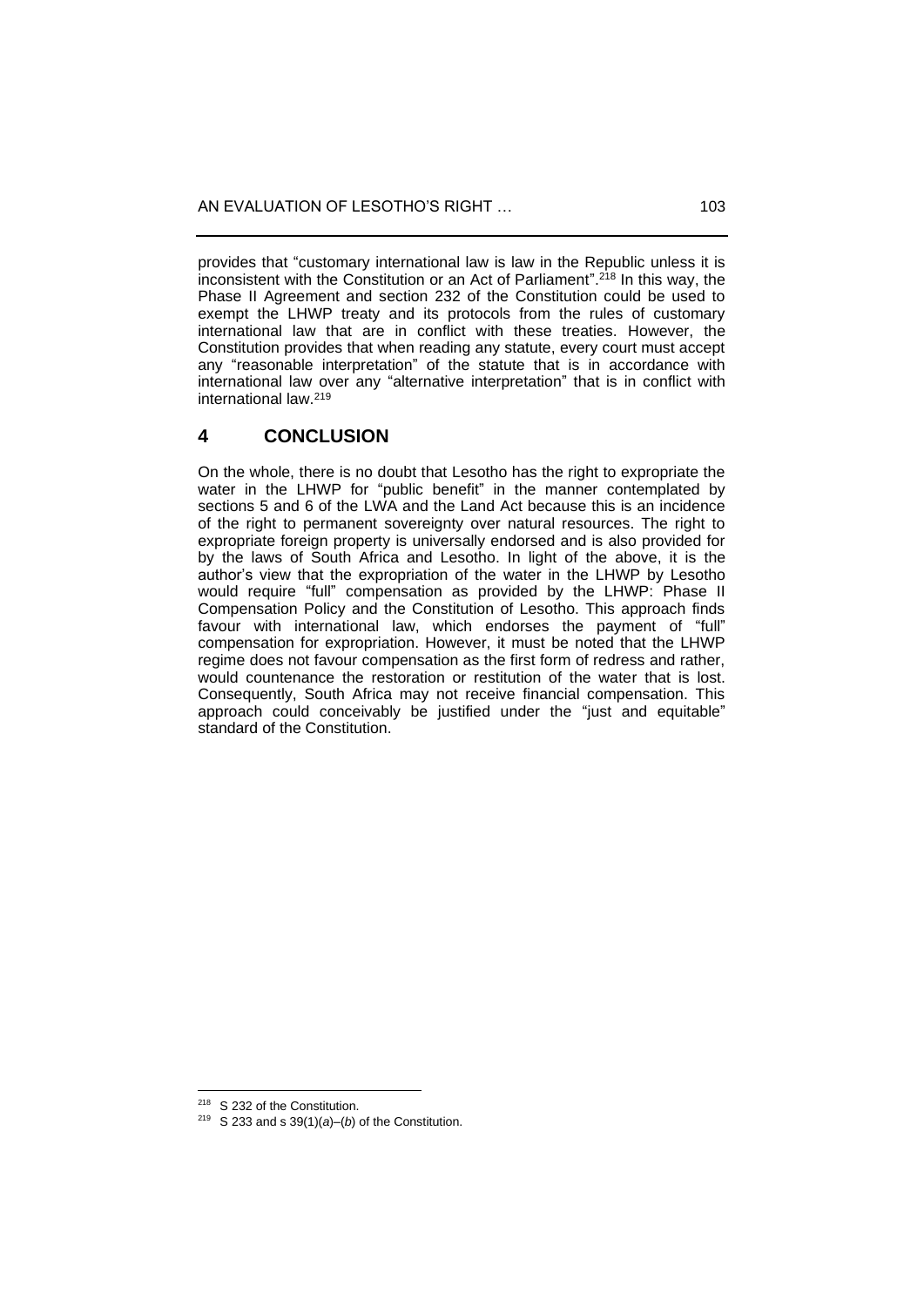provides that "customary international law is law in the Republic unless it is inconsistent with the Constitution or an Act of Parliament".[218] In this way, the Phase II Agreement and section 232 of the Constitution could be used to exempt the LHWP treaty and its protocols from the rules of customary international law that are in conflict with these treaties. However, the Constitution provides that when reading any statute, every court must accept any "reasonable interpretation" of the statute that is in accordance with international law over any "alternative interpretation" that is in conflict with international law.[219]

## 4 CONCLUSION

On the whole, there is no doubt that Lesotho has the right to expropriate the water in the LHWP for "public benefit" in the manner contemplated by sections 5 and 6 of the LWA and the Land Act because this is an incidence of the right to permanent sovereignty over natural resources. The right to expropriate foreign property is universally endorsed and is also provided for by the laws of South Africa and Lesotho. In light of the above, it is the author's view that the expropriation of the water in the LHWP by Lesotho would require "full" compensation as provided by the LHWP: Phase II Compensation Policy and the Constitution of Lesotho. This approach finds favour with international law, which endorses the payment of "full" compensation for expropriation. However, it must be noted that the LHWP regime does not favour compensation as the first form of redress and rather, would countenance the restoration or restitution of the water that is lost. Consequently, South Africa may not receive financial compensation. This approach could conceivably be justified under the "just and equitable" standard of the Constitution.

---

[218] S 232 of the Constitution.

[219] S 233 and s 39(1)(*a*)–(*b*) of the Constitution.